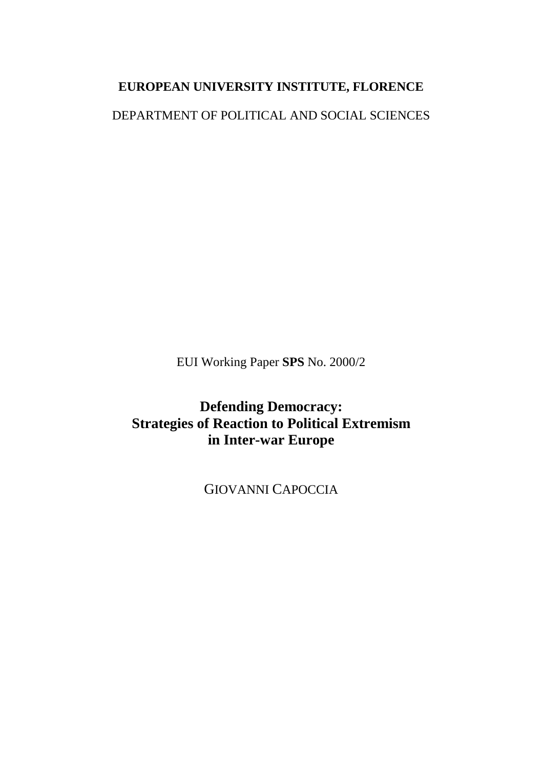**EUROPEAN UNIVERSITY INSTITUTE, FLORENCE**

DEPARTMENT OF POLITICAL AND SOCIAL SCIENCES

EUI Working Paper **SPS** No. 2000/2

# Defending Democracy: Strategies of Reaction to Political Extremism in Inter-war Europe

GIOVANNI CAPOCCIA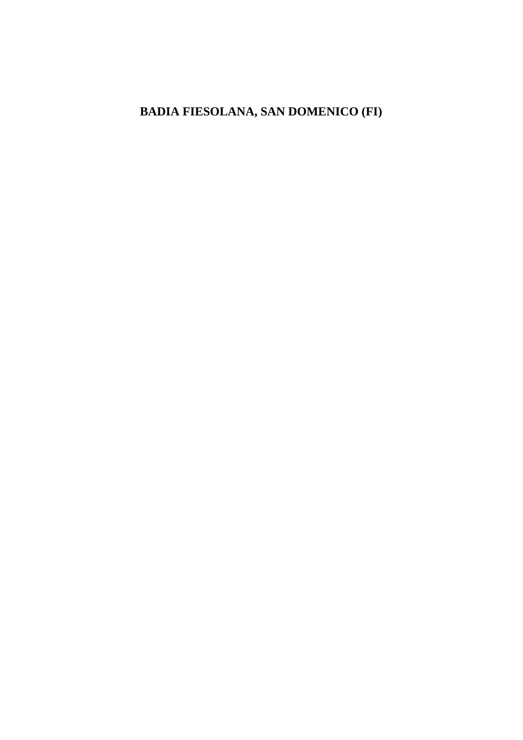# BADIA FIESOLANA, SAN DOMENICO (FI)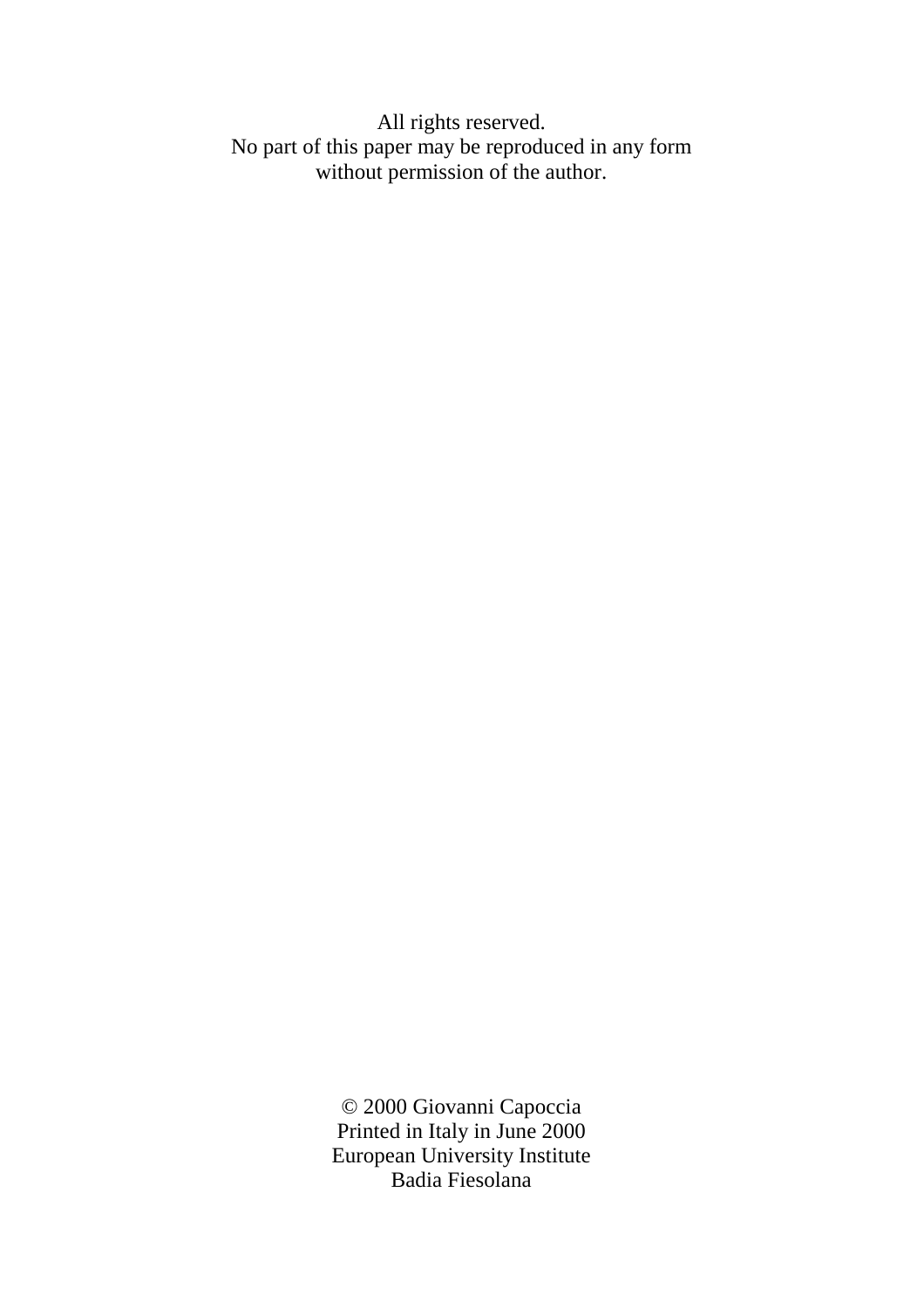All rights reserved.
No part of this paper may be reproduced in any form
without permission of the author.

© 2000 Giovanni Capoccia
Printed in Italy in June 2000
European University Institute
Badia Fiesolana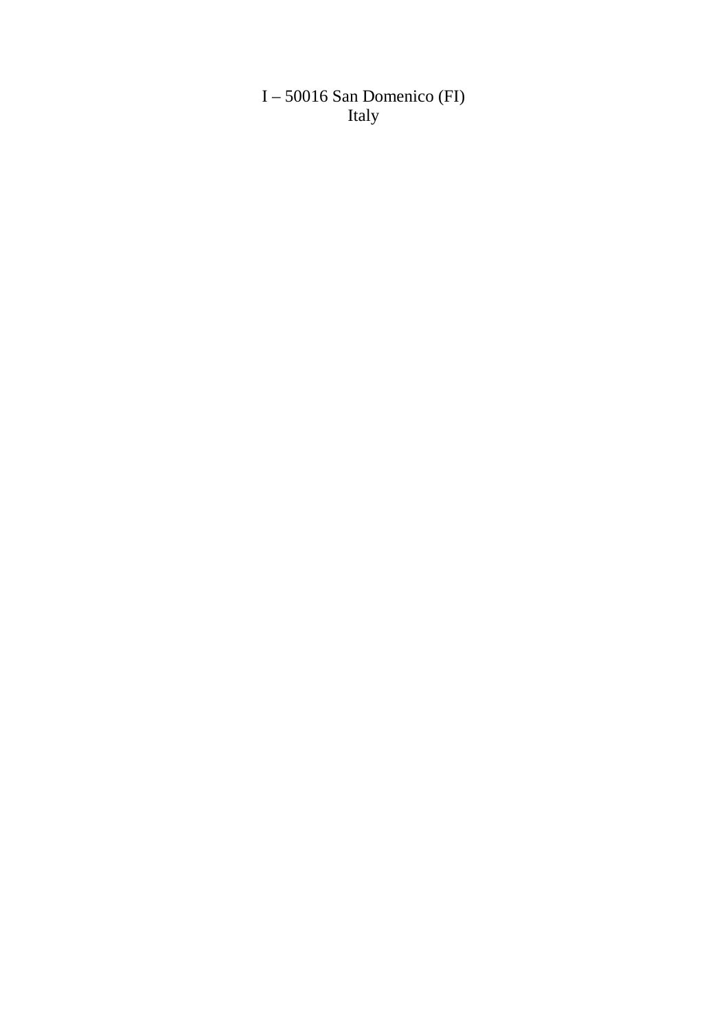I – 50016 San Domenico (FI)
Italy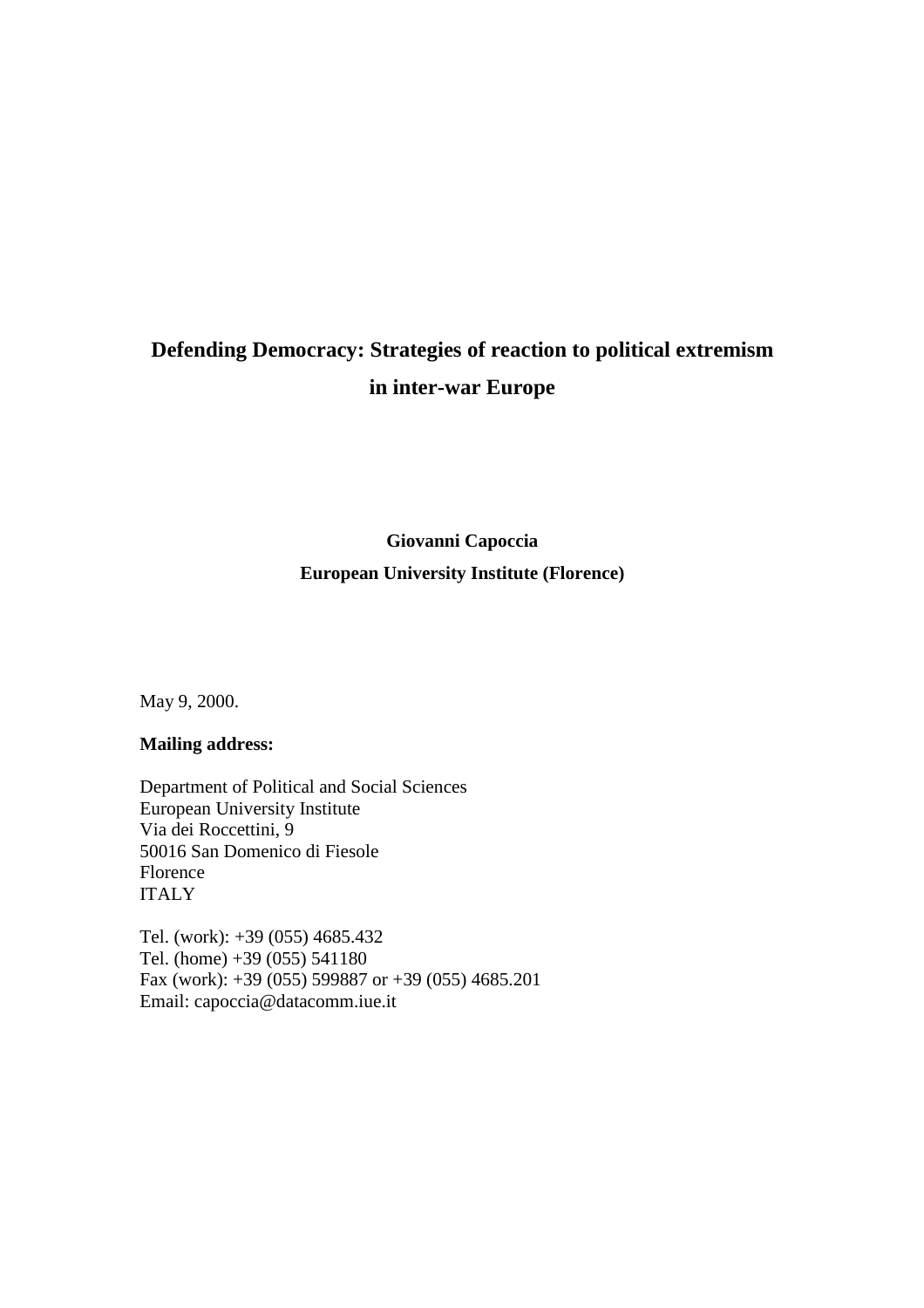# Defending Democracy: Strategies of reaction to political extremism in inter-war Europe

**Giovanni Capoccia**

**European University Institute (Florence)**

May 9, 2000.

**Mailing address:**

Department of Political and Social Sciences
European University Institute
Via dei Roccettini, 9
50016 San Domenico di Fiesole
Florence
ITALY

Tel. (work): +39 (055) 4685.432
Tel. (home) +39 (055) 541180
Fax (work): +39 (055) 599887 or +39 (055) 4685.201
Email: capoccia@datacomm.iue.it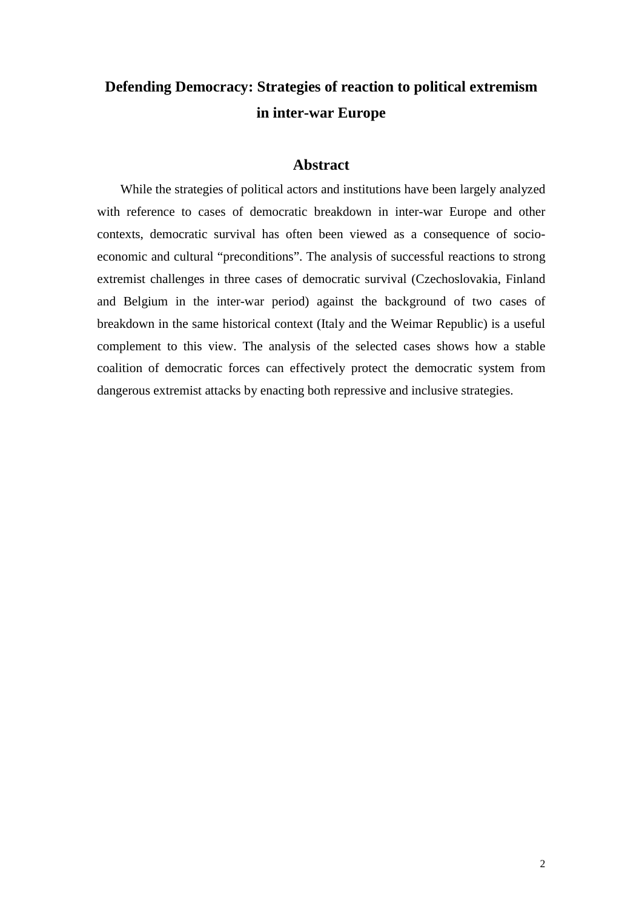# Defending Democracy: Strategies of reaction to political extremism in inter-war Europe

## Abstract

While the strategies of political actors and institutions have been largely analyzed with reference to cases of democratic breakdown in inter-war Europe and other contexts, democratic survival has often been viewed as a consequence of socio-economic and cultural "preconditions". The analysis of successful reactions to strong extremist challenges in three cases of democratic survival (Czechoslovakia, Finland and Belgium in the inter-war period) against the background of two cases of breakdown in the same historical context (Italy and the Weimar Republic) is a useful complement to this view. The analysis of the selected cases shows how a stable coalition of democratic forces can effectively protect the democratic system from dangerous extremist attacks by enacting both repressive and inclusive strategies.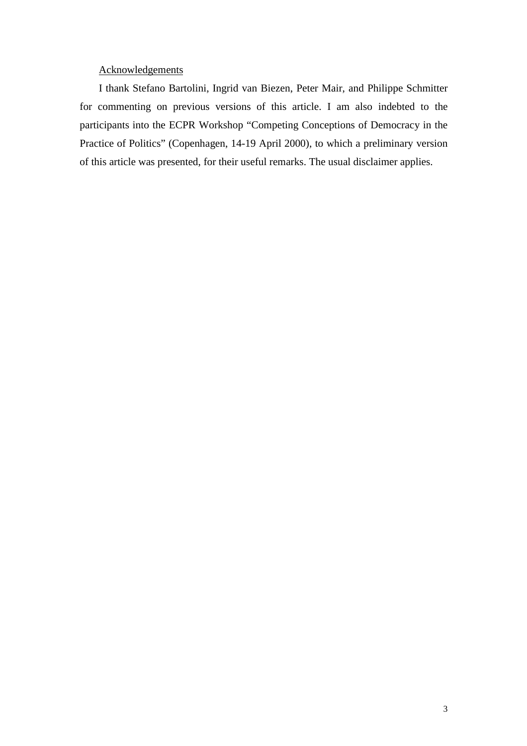Acknowledgements

I thank Stefano Bartolini, Ingrid van Biezen, Peter Mair, and Philippe Schmitter for commenting on previous versions of this article. I am also indebted to the participants into the ECPR Workshop "Competing Conceptions of Democracy in the Practice of Politics" (Copenhagen, 14-19 April 2000), to which a preliminary version of this article was presented, for their useful remarks. The usual disclaimer applies.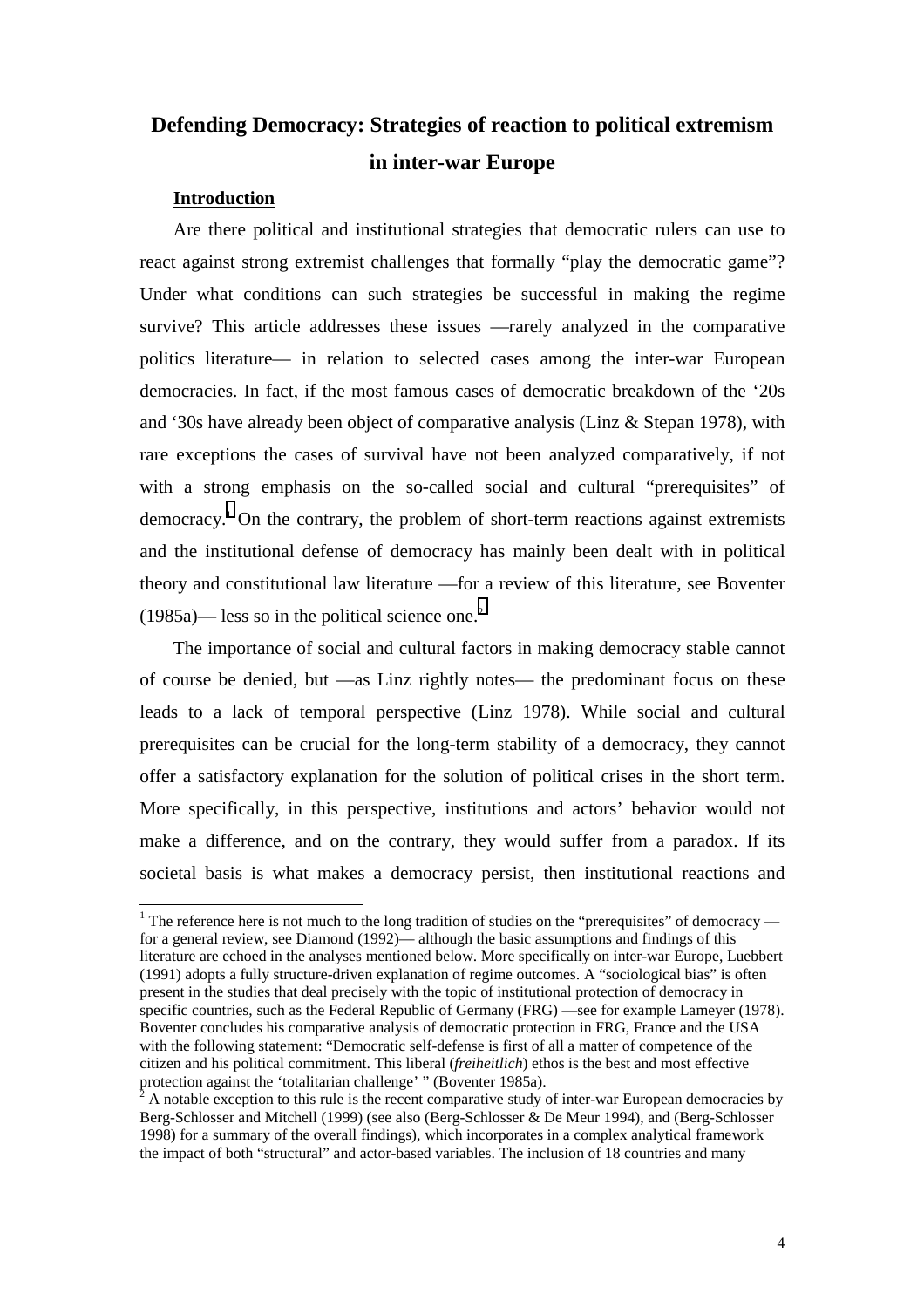# Defending Democracy: Strategies of reaction to political extremism in inter-war Europe

## Introduction

Are there political and institutional strategies that democratic rulers can use to react against strong extremist challenges that formally "play the democratic game"? Under what conditions can such strategies be successful in making the regime survive? This article addresses these issues —rarely analyzed in the comparative politics literature— in relation to selected cases among the inter-war European democracies. In fact, if the most famous cases of democratic breakdown of the '20s and '30s have already been object of comparative analysis (Linz & Stepan 1978), with rare exceptions the cases of survival have not been analyzed comparatively, if not with a strong emphasis on the so-called social and cultural "prerequisites" of democracy.[1] On the contrary, the problem of short-term reactions against extremists and the institutional defense of democracy has mainly been dealt with in political theory and constitutional law literature —for a review of this literature, see Boventer (1985a)— less so in the political science one.[2]

The importance of social and cultural factors in making democracy stable cannot of course be denied, but —as Linz rightly notes— the predominant focus on these leads to a lack of temporal perspective (Linz 1978). While social and cultural prerequisites can be crucial for the long-term stability of a democracy, they cannot offer a satisfactory explanation for the solution of political crises in the short term. More specifically, in this perspective, institutions and actors' behavior would not make a difference, and on the contrary, they would suffer from a paradox. If its societal basis is what makes a democracy persist, then institutional reactions and

---

[1] The reference here is not much to the long tradition of studies on the "prerequisites" of democracy —for a general review, see Diamond (1992)— although the basic assumptions and findings of this literature are echoed in the analyses mentioned below. More specifically on inter-war Europe, Luebbert (1991) adopts a fully structure-driven explanation of regime outcomes. A "sociological bias" is often present in the studies that deal precisely with the topic of institutional protection of democracy in specific countries, such as the Federal Republic of Germany (FRG) —see for example Lameyer (1978). Boventer concludes his comparative analysis of democratic protection in FRG, France and the USA with the following statement: "Democratic self-defense is first of all a matter of competence of the citizen and his political commitment. This liberal (*freiheitlich*) ethos is the best and most effective protection against the 'totalitarian challenge' " (Boventer 1985a).

[2] A notable exception to this rule is the recent comparative study of inter-war European democracies by Berg-Schlosser and Mitchell (1999) (see also (Berg-Schlosser & De Meur 1994), and (Berg-Schlosser 1998) for a summary of the overall findings), which incorporates in a complex analytical framework the impact of both "structural" and actor-based variables. The inclusion of 18 countries and many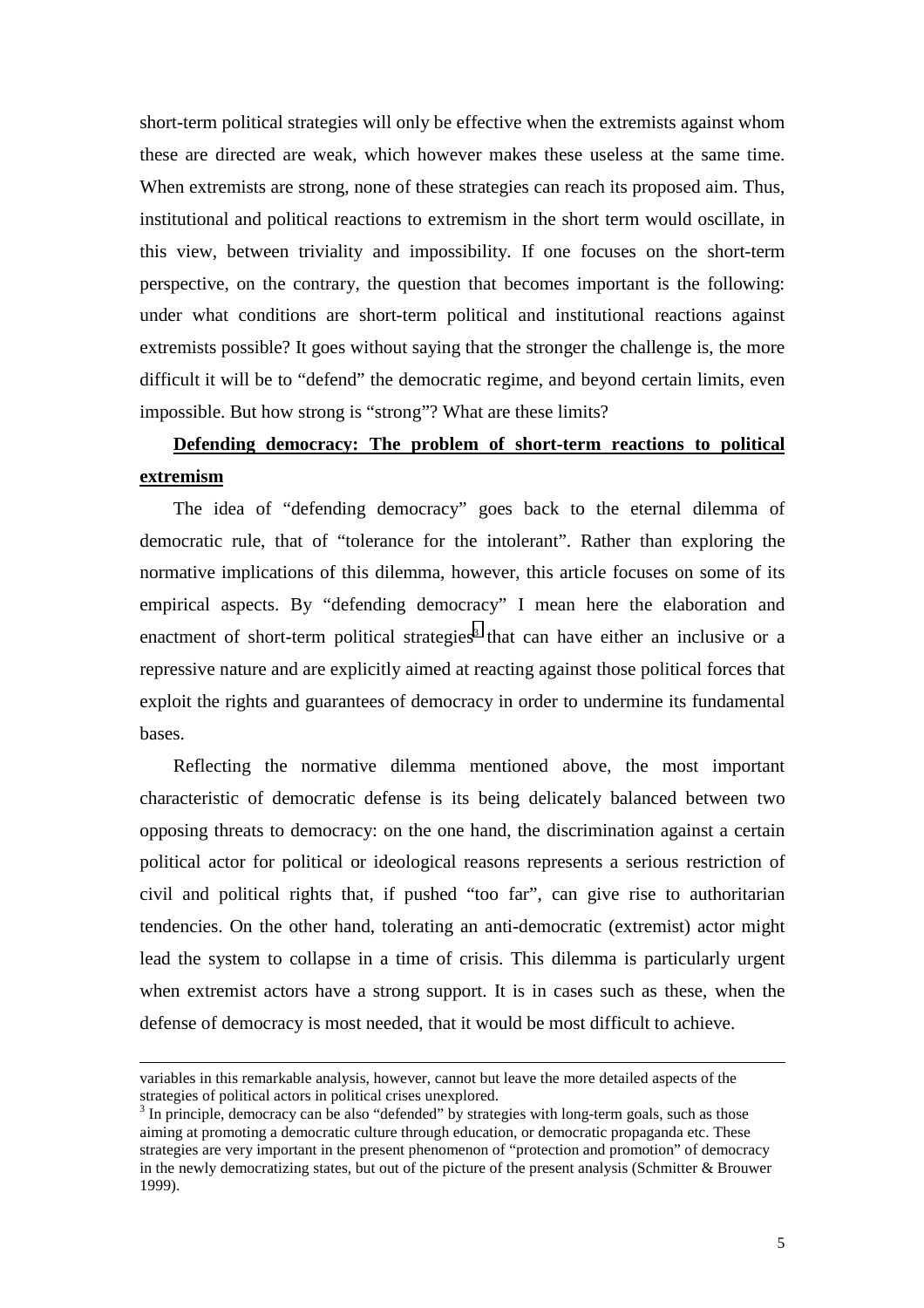short-term political strategies will only be effective when the extremists against whom these are directed are weak, which however makes these useless at the same time. When extremists are strong, none of these strategies can reach its proposed aim. Thus, institutional and political reactions to extremism in the short term would oscillate, in this view, between triviality and impossibility. If one focuses on the short-term perspective, on the contrary, the question that becomes important is the following: under what conditions are short-term political and institutional reactions against extremists possible? It goes without saying that the stronger the challenge is, the more difficult it will be to "defend" the democratic regime, and beyond certain limits, even impossible. But how strong is "strong"? What are these limits?

## Defending democracy: The problem of short-term reactions to political extremism

The idea of "defending democracy" goes back to the eternal dilemma of democratic rule, that of "tolerance for the intolerant". Rather than exploring the normative implications of this dilemma, however, this article focuses on some of its empirical aspects. By "defending democracy" I mean here the elaboration and enactment of short-term political strategies[3] that can have either an inclusive or a repressive nature and are explicitly aimed at reacting against those political forces that exploit the rights and guarantees of democracy in order to undermine its fundamental bases.

Reflecting the normative dilemma mentioned above, the most important characteristic of democratic defense is its being delicately balanced between two opposing threats to democracy: on the one hand, the discrimination against a certain political actor for political or ideological reasons represents a serious restriction of civil and political rights that, if pushed "too far", can give rise to authoritarian tendencies. On the other hand, tolerating an anti-democratic (extremist) actor might lead the system to collapse in a time of crisis. This dilemma is particularly urgent when extremist actors have a strong support. It is in cases such as these, when the defense of democracy is most needed, that it would be most difficult to achieve.

---

variables in this remarkable analysis, however, cannot but leave the more detailed aspects of the strategies of political actors in political crises unexplored.

[3] In principle, democracy can be also "defended" by strategies with long-term goals, such as those aiming at promoting a democratic culture through education, or democratic propaganda etc. These strategies are very important in the present phenomenon of "protection and promotion" of democracy in the newly democratizing states, but out of the picture of the present analysis (Schmitter & Brouwer 1999).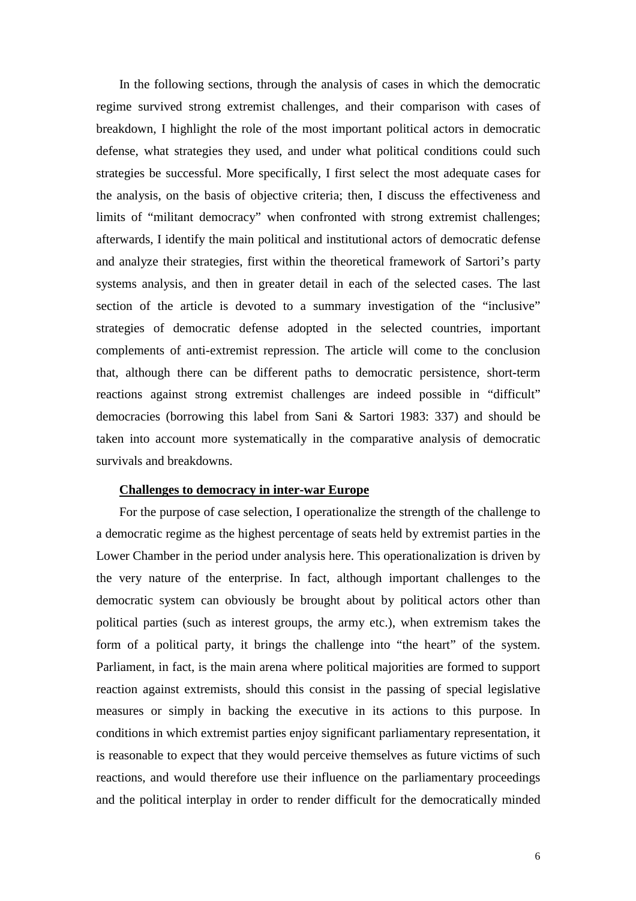In the following sections, through the analysis of cases in which the democratic regime survived strong extremist challenges, and their comparison with cases of breakdown, I highlight the role of the most important political actors in democratic defense, what strategies they used, and under what political conditions could such strategies be successful. More specifically, I first select the most adequate cases for the analysis, on the basis of objective criteria; then, I discuss the effectiveness and limits of "militant democracy" when confronted with strong extremist challenges; afterwards, I identify the main political and institutional actors of democratic defense and analyze their strategies, first within the theoretical framework of Sartori's party systems analysis, and then in greater detail in each of the selected cases. The last section of the article is devoted to a summary investigation of the "inclusive" strategies of democratic defense adopted in the selected countries, important complements of anti-extremist repression. The article will come to the conclusion that, although there can be different paths to democratic persistence, short-term reactions against strong extremist challenges are indeed possible in "difficult" democracies (borrowing this label from Sani & Sartori 1983: 337) and should be taken into account more systematically in the comparative analysis of democratic survivals and breakdowns.

## Challenges to democracy in inter-war Europe

For the purpose of case selection, I operationalize the strength of the challenge to a democratic regime as the highest percentage of seats held by extremist parties in the Lower Chamber in the period under analysis here. This operationalization is driven by the very nature of the enterprise. In fact, although important challenges to the democratic system can obviously be brought about by political actors other than political parties (such as interest groups, the army etc.), when extremism takes the form of a political party, it brings the challenge into "the heart" of the system. Parliament, in fact, is the main arena where political majorities are formed to support reaction against extremists, should this consist in the passing of special legislative measures or simply in backing the executive in its actions to this purpose. In conditions in which extremist parties enjoy significant parliamentary representation, it is reasonable to expect that they would perceive themselves as future victims of such reactions, and would therefore use their influence on the parliamentary proceedings and the political interplay in order to render difficult for the democratically minded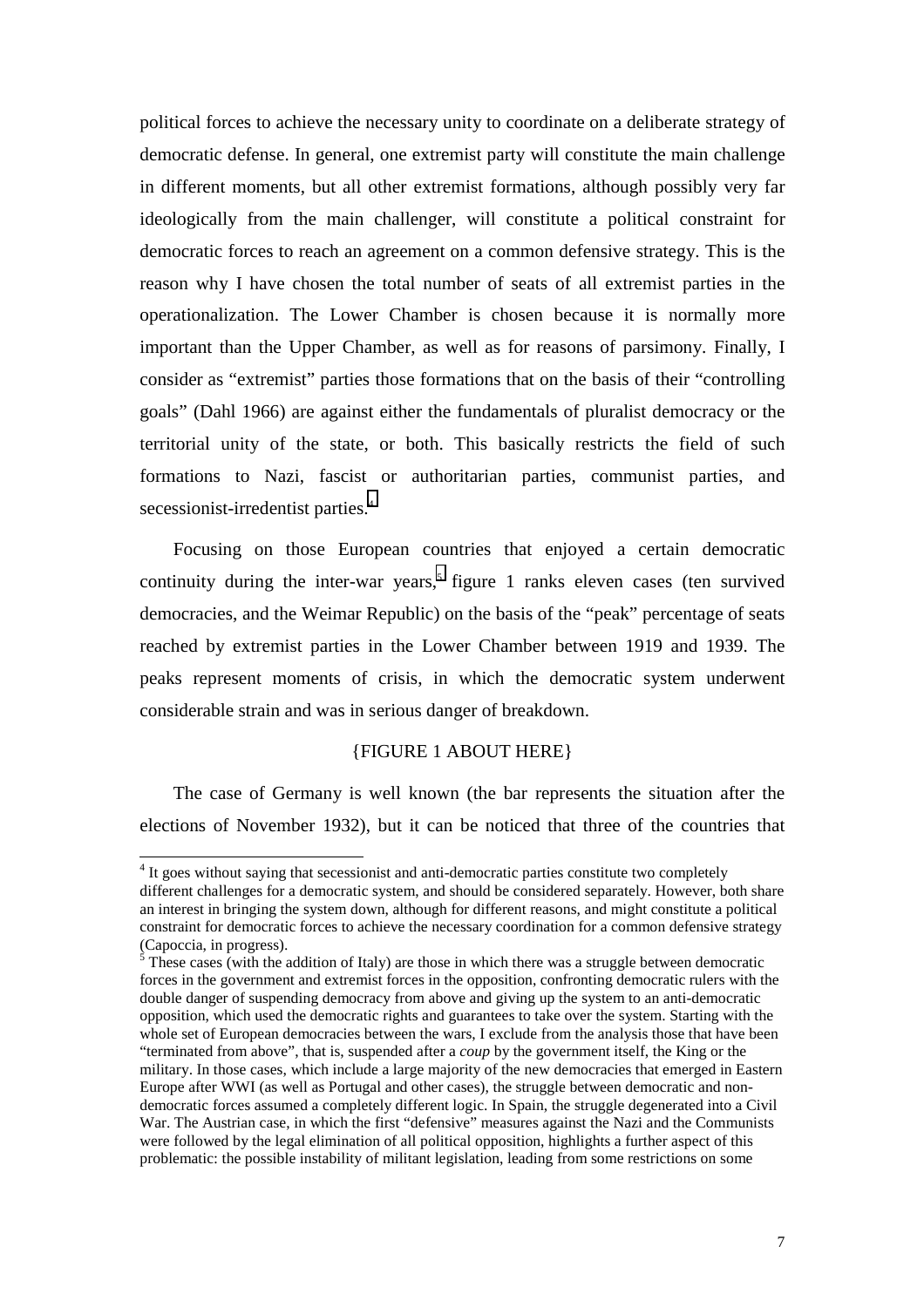political forces to achieve the necessary unity to coordinate on a deliberate strategy of democratic defense. In general, one extremist party will constitute the main challenge in different moments, but all other extremist formations, although possibly very far ideologically from the main challenger, will constitute a political constraint for democratic forces to reach an agreement on a common defensive strategy. This is the reason why I have chosen the total number of seats of all extremist parties in the operationalization. The Lower Chamber is chosen because it is normally more important than the Upper Chamber, as well as for reasons of parsimony. Finally, I consider as "extremist" parties those formations that on the basis of their "controlling goals" (Dahl 1966) are against either the fundamentals of pluralist democracy or the territorial unity of the state, or both. This basically restricts the field of such formations to Nazi, fascist or authoritarian parties, communist parties, and secessionist-irredentist parties.[4]

Focusing on those European countries that enjoyed a certain democratic continuity during the inter-war years,[5] figure 1 ranks eleven cases (ten survived democracies, and the Weimar Republic) on the basis of the "peak" percentage of seats reached by extremist parties in the Lower Chamber between 1919 and 1939. The peaks represent moments of crisis, in which the democratic system underwent considerable strain and was in serious danger of breakdown.

{FIGURE 1 ABOUT HERE}

The case of Germany is well known (the bar represents the situation after the elections of November 1932), but it can be noticed that three of the countries that

[4] It goes without saying that secessionist and anti-democratic parties constitute two completely different challenges for a democratic system, and should be considered separately. However, both share an interest in bringing the system down, although for different reasons, and might constitute a political constraint for democratic forces to achieve the necessary coordination for a common defensive strategy (Capoccia, in progress).

[5] These cases (with the addition of Italy) are those in which there was a struggle between democratic forces in the government and extremist forces in the opposition, confronting democratic rulers with the double danger of suspending democracy from above and giving up the system to an anti-democratic opposition, which used the democratic rights and guarantees to take over the system. Starting with the whole set of European democracies between the wars, I exclude from the analysis those that have been "terminated from above", that is, suspended after a *coup* by the government itself, the King or the military. In those cases, which include a large majority of the new democracies that emerged in Eastern Europe after WWI (as well as Portugal and other cases), the struggle between democratic and non-democratic forces assumed a completely different logic. In Spain, the struggle degenerated into a Civil War. The Austrian case, in which the first "defensive" measures against the Nazi and the Communists were followed by the legal elimination of all political opposition, highlights a further aspect of this problematic: the possible instability of militant legislation, leading from some restrictions on some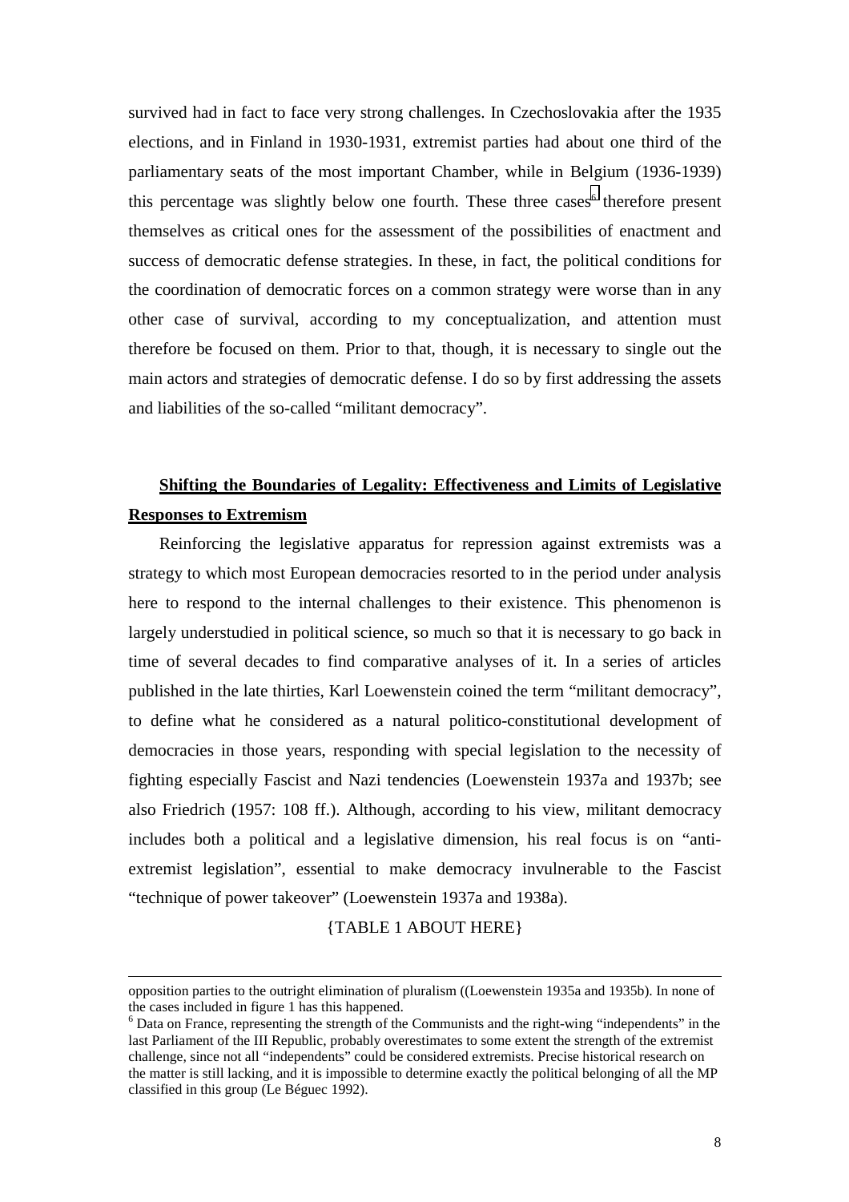survived had in fact to face very strong challenges. In Czechoslovakia after the 1935 elections, and in Finland in 1930-1931, extremist parties had about one third of the parliamentary seats of the most important Chamber, while in Belgium (1936-1939) this percentage was slightly below one fourth. These three cases[6] therefore present themselves as critical ones for the assessment of the possibilities of enactment and success of democratic defense strategies. In these, in fact, the political conditions for the coordination of democratic forces on a common strategy were worse than in any other case of survival, according to my conceptualization, and attention must therefore be focused on them. Prior to that, though, it is necessary to single out the main actors and strategies of democratic defense. I do so by first addressing the assets and liabilities of the so-called "militant democracy".

## Shifting the Boundaries of Legality: Effectiveness and Limits of Legislative Responses to Extremism

Reinforcing the legislative apparatus for repression against extremists was a strategy to which most European democracies resorted to in the period under analysis here to respond to the internal challenges to their existence. This phenomenon is largely understudied in political science, so much so that it is necessary to go back in time of several decades to find comparative analyses of it. In a series of articles published in the late thirties, Karl Loewenstein coined the term "militant democracy", to define what he considered as a natural politico-constitutional development of democracies in those years, responding with special legislation to the necessity of fighting especially Fascist and Nazi tendencies (Loewenstein 1937a and 1937b; see also Friedrich (1957: 108 ff.). Although, according to his view, militant democracy includes both a political and a legislative dimension, his real focus is on "anti-extremist legislation", essential to make democracy invulnerable to the Fascist "technique of power takeover" (Loewenstein 1937a and 1938a).

{TABLE 1 ABOUT HERE}

---

opposition parties to the outright elimination of pluralism ((Loewenstein 1935a and 1935b). In none of the cases included in figure 1 has this happened.

[6] Data on France, representing the strength of the Communists and the right-wing "independents" in the last Parliament of the III Republic, probably overestimates to some extent the strength of the extremist challenge, since not all "independents" could be considered extremists. Precise historical research on the matter is still lacking, and it is impossible to determine exactly the political belonging of all the MP classified in this group (Le Béguec 1992).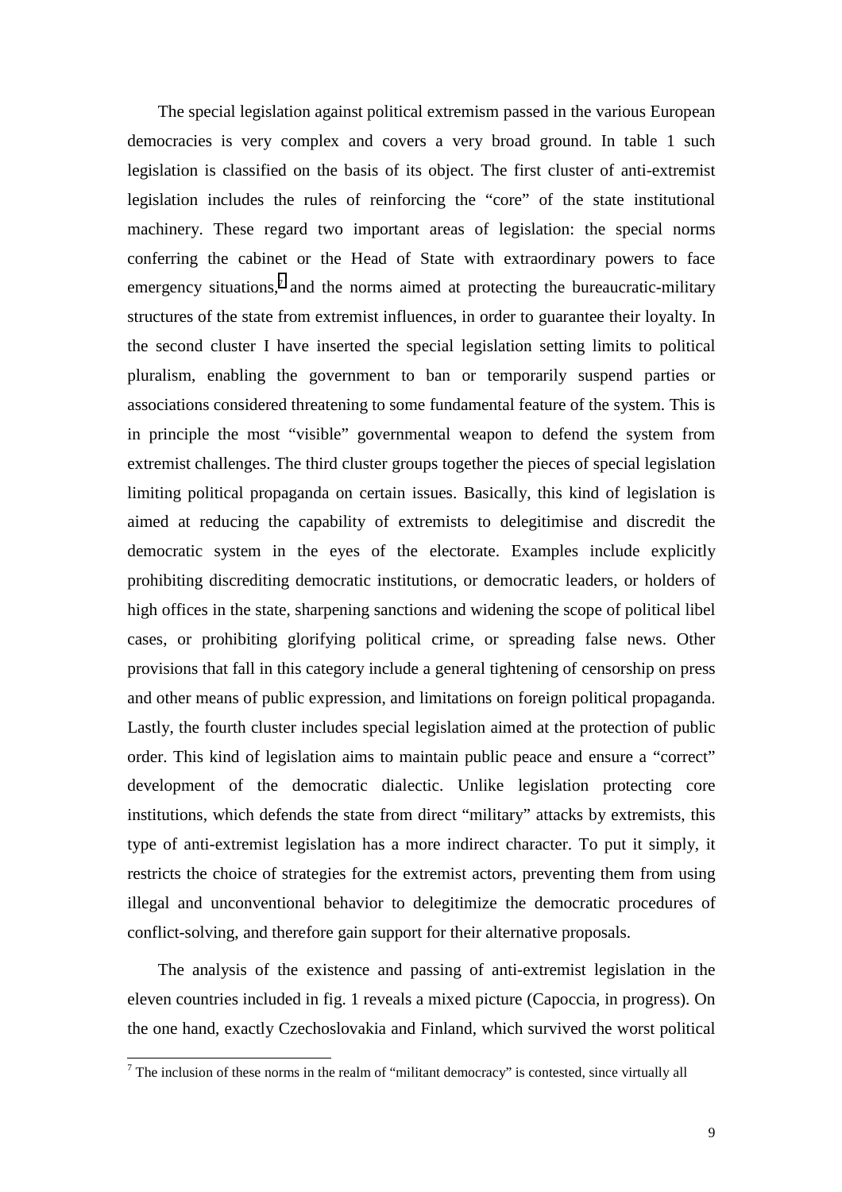The special legislation against political extremism passed in the various European democracies is very complex and covers a very broad ground. In table 1 such legislation is classified on the basis of its object. The first cluster of anti-extremist legislation includes the rules of reinforcing the "core" of the state institutional machinery. These regard two important areas of legislation: the special norms conferring the cabinet or the Head of State with extraordinary powers to face emergency situations,[7] and the norms aimed at protecting the bureaucratic-military structures of the state from extremist influences, in order to guarantee their loyalty. In the second cluster I have inserted the special legislation setting limits to political pluralism, enabling the government to ban or temporarily suspend parties or associations considered threatening to some fundamental feature of the system. This is in principle the most "visible" governmental weapon to defend the system from extremist challenges. The third cluster groups together the pieces of special legislation limiting political propaganda on certain issues. Basically, this kind of legislation is aimed at reducing the capability of extremists to delegitimise and discredit the democratic system in the eyes of the electorate. Examples include explicitly prohibiting discrediting democratic institutions, or democratic leaders, or holders of high offices in the state, sharpening sanctions and widening the scope of political libel cases, or prohibiting glorifying political crime, or spreading false news. Other provisions that fall in this category include a general tightening of censorship on press and other means of public expression, and limitations on foreign political propaganda. Lastly, the fourth cluster includes special legislation aimed at the protection of public order. This kind of legislation aims to maintain public peace and ensure a "correct" development of the democratic dialectic. Unlike legislation protecting core institutions, which defends the state from direct "military" attacks by extremists, this type of anti-extremist legislation has a more indirect character. To put it simply, it restricts the choice of strategies for the extremist actors, preventing them from using illegal and unconventional behavior to delegitimize the democratic procedures of conflict-solving, and therefore gain support for their alternative proposals.

The analysis of the existence and passing of anti-extremist legislation in the eleven countries included in fig. 1 reveals a mixed picture (Capoccia, in progress). On the one hand, exactly Czechoslovakia and Finland, which survived the worst political

[7] The inclusion of these norms in the realm of "militant democracy" is contested, since virtually all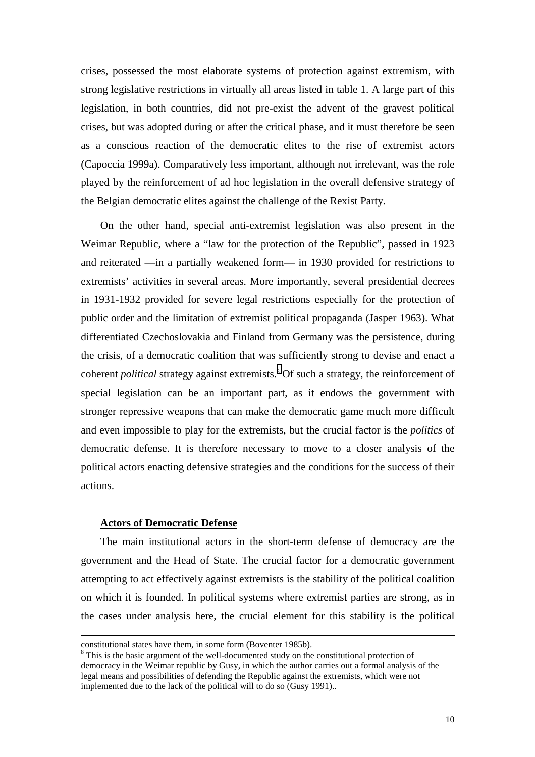crises, possessed the most elaborate systems of protection against extremism, with strong legislative restrictions in virtually all areas listed in table 1. A large part of this legislation, in both countries, did not pre-exist the advent of the gravest political crises, but was adopted during or after the critical phase, and it must therefore be seen as a conscious reaction of the democratic elites to the rise of extremist actors (Capoccia 1999a). Comparatively less important, although not irrelevant, was the role played by the reinforcement of ad hoc legislation in the overall defensive strategy of the Belgian democratic elites against the challenge of the Rexist Party.

On the other hand, special anti-extremist legislation was also present in the Weimar Republic, where a "law for the protection of the Republic", passed in 1923 and reiterated —in a partially weakened form— in 1930 provided for restrictions to extremists' activities in several areas. More importantly, several presidential decrees in 1931-1932 provided for severe legal restrictions especially for the protection of public order and the limitation of extremist political propaganda (Jasper 1963). What differentiated Czechoslovakia and Finland from Germany was the persistence, during the crisis, of a democratic coalition that was sufficiently strong to devise and enact a coherent *political* strategy against extremists.[8] Of such a strategy, the reinforcement of special legislation can be an important part, as it endows the government with stronger repressive weapons that can make the democratic game much more difficult and even impossible to play for the extremists, but the crucial factor is the *politics* of democratic defense. It is therefore necessary to move to a closer analysis of the political actors enacting defensive strategies and the conditions for the success of their actions.

**Actors of Democratic Defense**

The main institutional actors in the short-term defense of democracy are the government and the Head of State. The crucial factor for a democratic government attempting to act effectively against extremists is the stability of the political coalition on which it is founded. In political systems where extremist parties are strong, as in the cases under analysis here, the crucial element for this stability is the political

---

constitutional states have them, in some form (Boventer 1985b).

[8] This is the basic argument of the well-documented study on the constitutional protection of democracy in the Weimar republic by Gusy, in which the author carries out a formal analysis of the legal means and possibilities of defending the Republic against the extremists, which were not implemented due to the lack of the political will to do so (Gusy 1991)..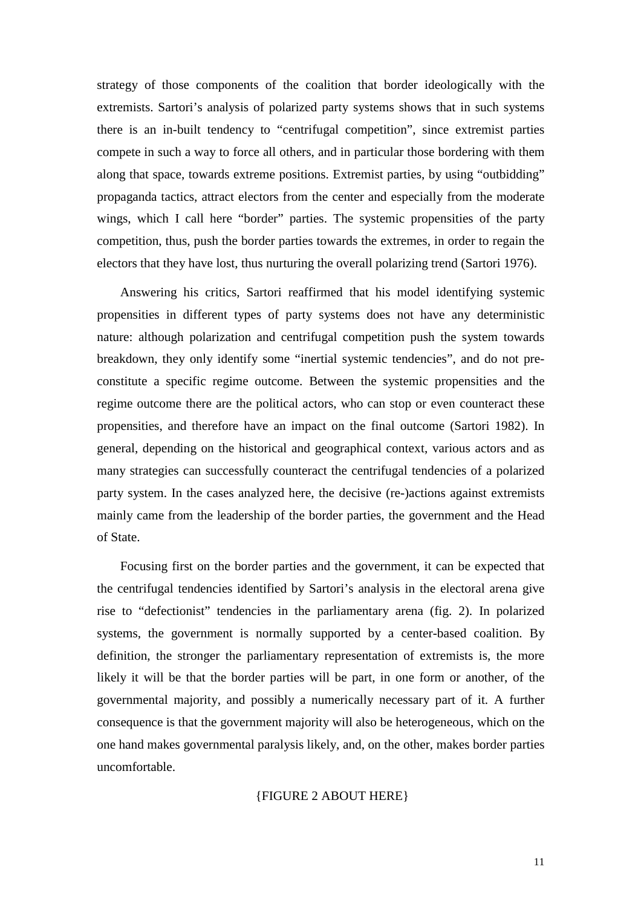strategy of those components of the coalition that border ideologically with the extremists. Sartori's analysis of polarized party systems shows that in such systems there is an in-built tendency to "centrifugal competition", since extremist parties compete in such a way to force all others, and in particular those bordering with them along that space, towards extreme positions. Extremist parties, by using "outbidding" propaganda tactics, attract electors from the center and especially from the moderate wings, which I call here "border" parties. The systemic propensities of the party competition, thus, push the border parties towards the extremes, in order to regain the electors that they have lost, thus nurturing the overall polarizing trend (Sartori 1976).

Answering his critics, Sartori reaffirmed that his model identifying systemic propensities in different types of party systems does not have any deterministic nature: although polarization and centrifugal competition push the system towards breakdown, they only identify some "inertial systemic tendencies", and do not pre-constitute a specific regime outcome. Between the systemic propensities and the regime outcome there are the political actors, who can stop or even counteract these propensities, and therefore have an impact on the final outcome (Sartori 1982). In general, depending on the historical and geographical context, various actors and as many strategies can successfully counteract the centrifugal tendencies of a polarized party system. In the cases analyzed here, the decisive (re-)actions against extremists mainly came from the leadership of the border parties, the government and the Head of State.

Focusing first on the border parties and the government, it can be expected that the centrifugal tendencies identified by Sartori's analysis in the electoral arena give rise to "defectionist" tendencies in the parliamentary arena (fig. 2). In polarized systems, the government is normally supported by a center-based coalition. By definition, the stronger the parliamentary representation of extremists is, the more likely it will be that the border parties will be part, in one form or another, of the governmental majority, and possibly a numerically necessary part of it. A further consequence is that the government majority will also be heterogeneous, which on the one hand makes governmental paralysis likely, and, on the other, makes border parties uncomfortable.

{FIGURE 2 ABOUT HERE}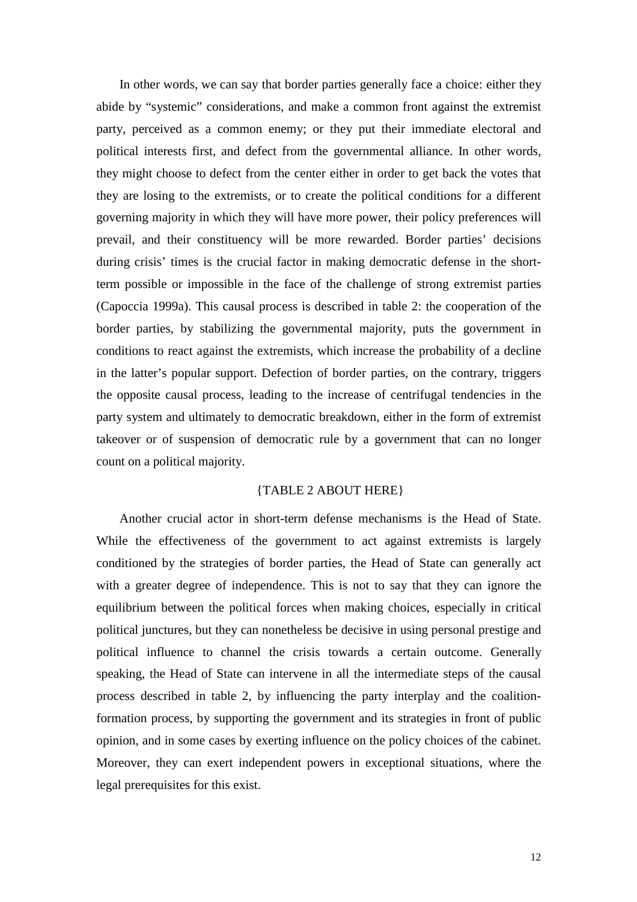In other words, we can say that border parties generally face a choice: either they abide by "systemic" considerations, and make a common front against the extremist party, perceived as a common enemy; or they put their immediate electoral and political interests first, and defect from the governmental alliance. In other words, they might choose to defect from the center either in order to get back the votes that they are losing to the extremists, or to create the political conditions for a different governing majority in which they will have more power, their policy preferences will prevail, and their constituency will be more rewarded. Border parties' decisions during crisis' times is the crucial factor in making democratic defense in the short-term possible or impossible in the face of the challenge of strong extremist parties (Capoccia 1999a). This causal process is described in table 2: the cooperation of the border parties, by stabilizing the governmental majority, puts the government in conditions to react against the extremists, which increase the probability of a decline in the latter's popular support. Defection of border parties, on the contrary, triggers the opposite causal process, leading to the increase of centrifugal tendencies in the party system and ultimately to democratic breakdown, either in the form of extremist takeover or of suspension of democratic rule by a government that can no longer count on a political majority.

{TABLE 2 ABOUT HERE}

Another crucial actor in short-term defense mechanisms is the Head of State. While the effectiveness of the government to act against extremists is largely conditioned by the strategies of border parties, the Head of State can generally act with a greater degree of independence. This is not to say that they can ignore the equilibrium between the political forces when making choices, especially in critical political junctures, but they can nonetheless be decisive in using personal prestige and political influence to channel the crisis towards a certain outcome. Generally speaking, the Head of State can intervene in all the intermediate steps of the causal process described in table 2, by influencing the party interplay and the coalition-formation process, by supporting the government and its strategies in front of public opinion, and in some cases by exerting influence on the policy choices of the cabinet. Moreover, they can exert independent powers in exceptional situations, where the legal prerequisites for this exist.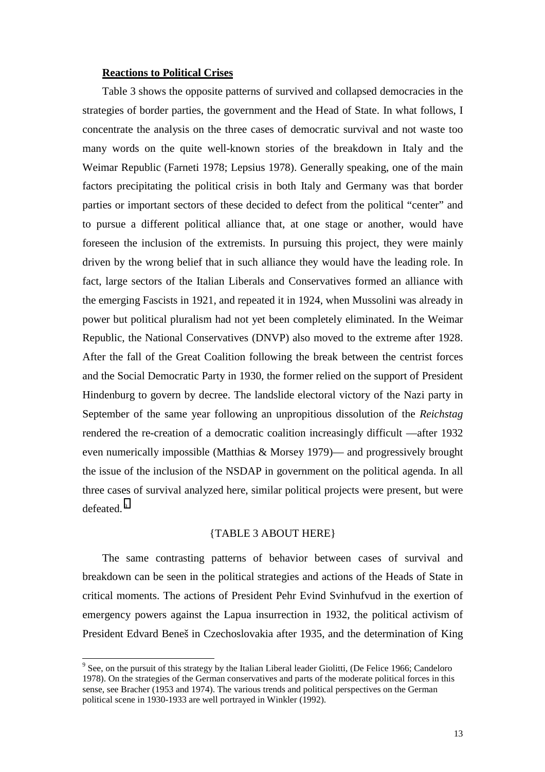**Reactions to Political Crises**

Table 3 shows the opposite patterns of survived and collapsed democracies in the strategies of border parties, the government and the Head of State. In what follows, I concentrate the analysis on the three cases of democratic survival and not waste too many words on the quite well-known stories of the breakdown in Italy and the Weimar Republic (Farneti 1978; Lepsius 1978). Generally speaking, one of the main factors precipitating the political crisis in both Italy and Germany was that border parties or important sectors of these decided to defect from the political "center" and to pursue a different political alliance that, at one stage or another, would have foreseen the inclusion of the extremists. In pursuing this project, they were mainly driven by the wrong belief that in such alliance they would have the leading role. In fact, large sectors of the Italian Liberals and Conservatives formed an alliance with the emerging Fascists in 1921, and repeated it in 1924, when Mussolini was already in power but political pluralism had not yet been completely eliminated. In the Weimar Republic, the National Conservatives (DNVP) also moved to the extreme after 1928. After the fall of the Great Coalition following the break between the centrist forces and the Social Democratic Party in 1930, the former relied on the support of President Hindenburg to govern by decree. The landslide electoral victory of the Nazi party in September of the same year following an unpropitious dissolution of the *Reichstag* rendered the re-creation of a democratic coalition increasingly difficult —after 1932 even numerically impossible (Matthias & Morsey 1979)— and progressively brought the issue of the inclusion of the NSDAP in government on the political agenda. In all three cases of survival analyzed here, similar political projects were present, but were defeated.[9]

{TABLE 3 ABOUT HERE}

The same contrasting patterns of behavior between cases of survival and breakdown can be seen in the political strategies and actions of the Heads of State in critical moments. The actions of President Pehr Evind Svinhufvud in the exertion of emergency powers against the Lapua insurrection in 1932, the political activism of President Edvard Beneš in Czechoslovakia after 1935, and the determination of King

[9] See, on the pursuit of this strategy by the Italian Liberal leader Giolitti, (De Felice 1966; Candeloro 1978). On the strategies of the German conservatives and parts of the moderate political forces in this sense, see Bracher (1953 and 1974). The various trends and political perspectives on the German political scene in 1930-1933 are well portrayed in Winkler (1992).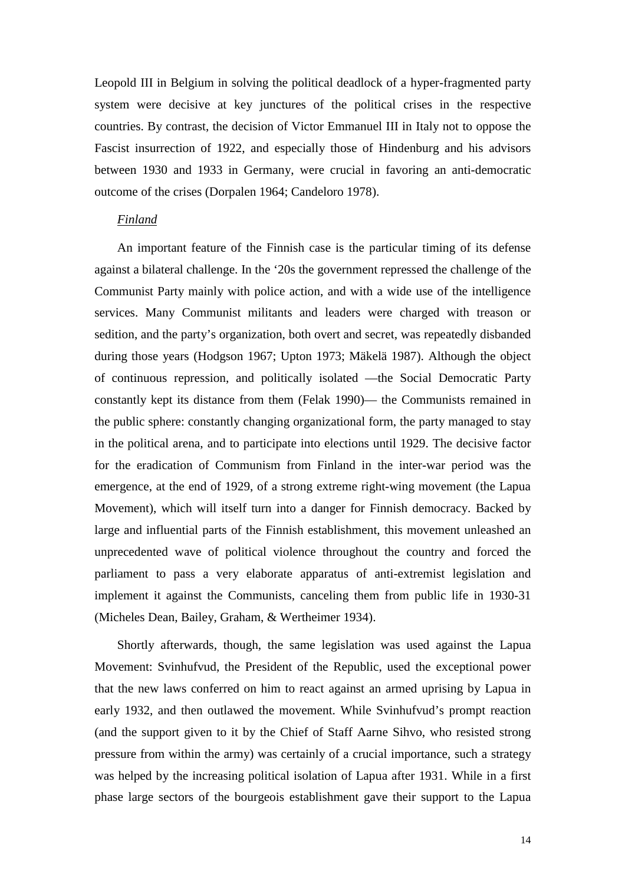Leopold III in Belgium in solving the political deadlock of a hyper-fragmented party system were decisive at key junctures of the political crises in the respective countries. By contrast, the decision of Victor Emmanuel III in Italy not to oppose the Fascist insurrection of 1922, and especially those of Hindenburg and his advisors between 1930 and 1933 in Germany, were crucial in favoring an anti-democratic outcome of the crises (Dorpalen 1964; Candeloro 1978).

*Finland*

An important feature of the Finnish case is the particular timing of its defense against a bilateral challenge. In the '20s the government repressed the challenge of the Communist Party mainly with police action, and with a wide use of the intelligence services. Many Communist militants and leaders were charged with treason or sedition, and the party's organization, both overt and secret, was repeatedly disbanded during those years (Hodgson 1967; Upton 1973; Mäkelä 1987). Although the object of continuous repression, and politically isolated —the Social Democratic Party constantly kept its distance from them (Felak 1990)— the Communists remained in the public sphere: constantly changing organizational form, the party managed to stay in the political arena, and to participate into elections until 1929. The decisive factor for the eradication of Communism from Finland in the inter-war period was the emergence, at the end of 1929, of a strong extreme right-wing movement (the Lapua Movement), which will itself turn into a danger for Finnish democracy. Backed by large and influential parts of the Finnish establishment, this movement unleashed an unprecedented wave of political violence throughout the country and forced the parliament to pass a very elaborate apparatus of anti-extremist legislation and implement it against the Communists, canceling them from public life in 1930-31 (Micheles Dean, Bailey, Graham, & Wertheimer 1934).

Shortly afterwards, though, the same legislation was used against the Lapua Movement: Svinhufvud, the President of the Republic, used the exceptional power that the new laws conferred on him to react against an armed uprising by Lapua in early 1932, and then outlawed the movement. While Svinhufvud's prompt reaction (and the support given to it by the Chief of Staff Aarne Sihvo, who resisted strong pressure from within the army) was certainly of a crucial importance, such a strategy was helped by the increasing political isolation of Lapua after 1931. While in a first phase large sectors of the bourgeois establishment gave their support to the Lapua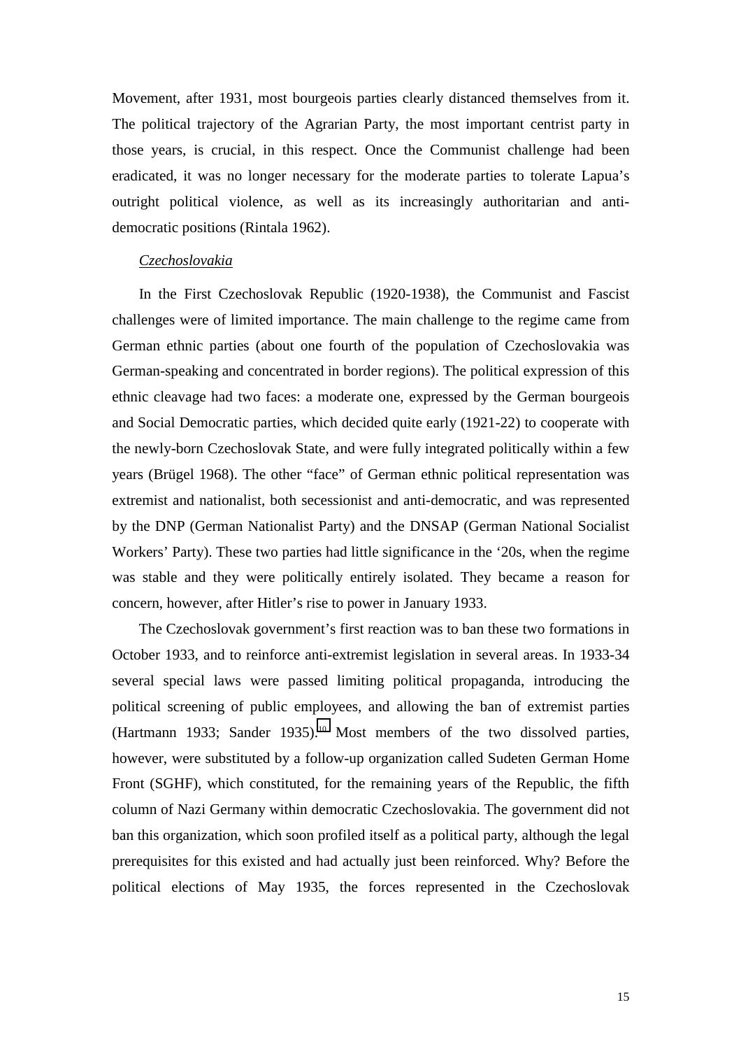Movement, after 1931, most bourgeois parties clearly distanced themselves from it. The political trajectory of the Agrarian Party, the most important centrist party in those years, is crucial, in this respect. Once the Communist challenge had been eradicated, it was no longer necessary for the moderate parties to tolerate Lapua's outright political violence, as well as its increasingly authoritarian and anti-democratic positions (Rintala 1962).

*Czechoslovakia*

In the First Czechoslovak Republic (1920-1938), the Communist and Fascist challenges were of limited importance. The main challenge to the regime came from German ethnic parties (about one fourth of the population of Czechoslovakia was German-speaking and concentrated in border regions). The political expression of this ethnic cleavage had two faces: a moderate one, expressed by the German bourgeois and Social Democratic parties, which decided quite early (1921-22) to cooperate with the newly-born Czechoslovak State, and were fully integrated politically within a few years (Brügel 1968). The other "face" of German ethnic political representation was extremist and nationalist, both secessionist and anti-democratic, and was represented by the DNP (German Nationalist Party) and the DNSAP (German National Socialist Workers' Party). These two parties had little significance in the '20s, when the regime was stable and they were politically entirely isolated. They became a reason for concern, however, after Hitler's rise to power in January 1933.

The Czechoslovak government's first reaction was to ban these two formations in October 1933, and to reinforce anti-extremist legislation in several areas. In 1933-34 several special laws were passed limiting political propaganda, introducing the political screening of public employees, and allowing the ban of extremist parties (Hartmann 1933; Sander 1935).[10] Most members of the two dissolved parties, however, were substituted by a follow-up organization called Sudeten German Home Front (SGHF), which constituted, for the remaining years of the Republic, the fifth column of Nazi Germany within democratic Czechoslovakia. The government did not ban this organization, which soon profiled itself as a political party, although the legal prerequisites for this existed and had actually just been reinforced. Why? Before the political elections of May 1935, the forces represented in the Czechoslovak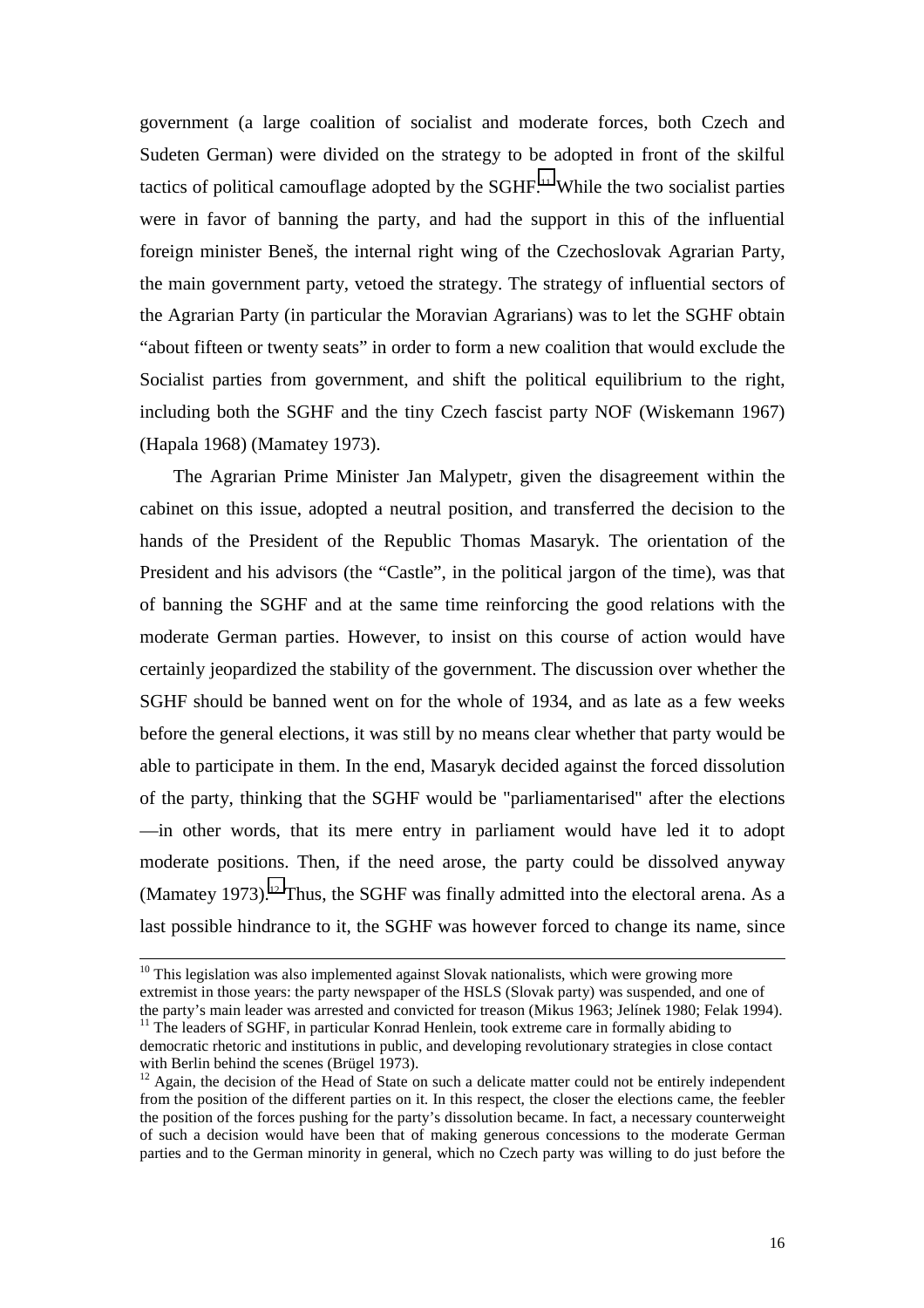government (a large coalition of socialist and moderate forces, both Czech and Sudeten German) were divided on the strategy to be adopted in front of the skilful tactics of political camouflage adopted by the SGHF.[11] While the two socialist parties were in favor of banning the party, and had the support in this of the influential foreign minister Beneš, the internal right wing of the Czechoslovak Agrarian Party, the main government party, vetoed the strategy. The strategy of influential sectors of the Agrarian Party (in particular the Moravian Agrarians) was to let the SGHF obtain "about fifteen or twenty seats" in order to form a new coalition that would exclude the Socialist parties from government, and shift the political equilibrium to the right, including both the SGHF and the tiny Czech fascist party NOF (Wiskemann 1967) (Hapala 1968) (Mamatey 1973).

The Agrarian Prime Minister Jan Malypetr, given the disagreement within the cabinet on this issue, adopted a neutral position, and transferred the decision to the hands of the President of the Republic Thomas Masaryk. The orientation of the President and his advisors (the "Castle", in the political jargon of the time), was that of banning the SGHF and at the same time reinforcing the good relations with the moderate German parties. However, to insist on this course of action would have certainly jeopardized the stability of the government. The discussion over whether the SGHF should be banned went on for the whole of 1934, and as late as a few weeks before the general elections, it was still by no means clear whether that party would be able to participate in them. In the end, Masaryk decided against the forced dissolution of the party, thinking that the SGHF would be "parliamentarised" after the elections —in other words, that its mere entry in parliament would have led it to adopt moderate positions. Then, if the need arose, the party could be dissolved anyway (Mamatey 1973).[12] Thus, the SGHF was finally admitted into the electoral arena. As a last possible hindrance to it, the SGHF was however forced to change its name, since

---

[10] This legislation was also implemented against Slovak nationalists, which were growing more extremist in those years: the party newspaper of the HSLS (Slovak party) was suspended, and one of the party's main leader was arrested and convicted for treason (Mikus 1963; Jelínek 1980; Felak 1994).

[11] The leaders of SGHF, in particular Konrad Henlein, took extreme care in formally abiding to democratic rhetoric and institutions in public, and developing revolutionary strategies in close contact with Berlin behind the scenes (Brügel 1973).

[12] Again, the decision of the Head of State on such a delicate matter could not be entirely independent from the position of the different parties on it. In this respect, the closer the elections came, the feebler the position of the forces pushing for the party's dissolution became. In fact, a necessary counterweight of such a decision would have been that of making generous concessions to the moderate German parties and to the German minority in general, which no Czech party was willing to do just before the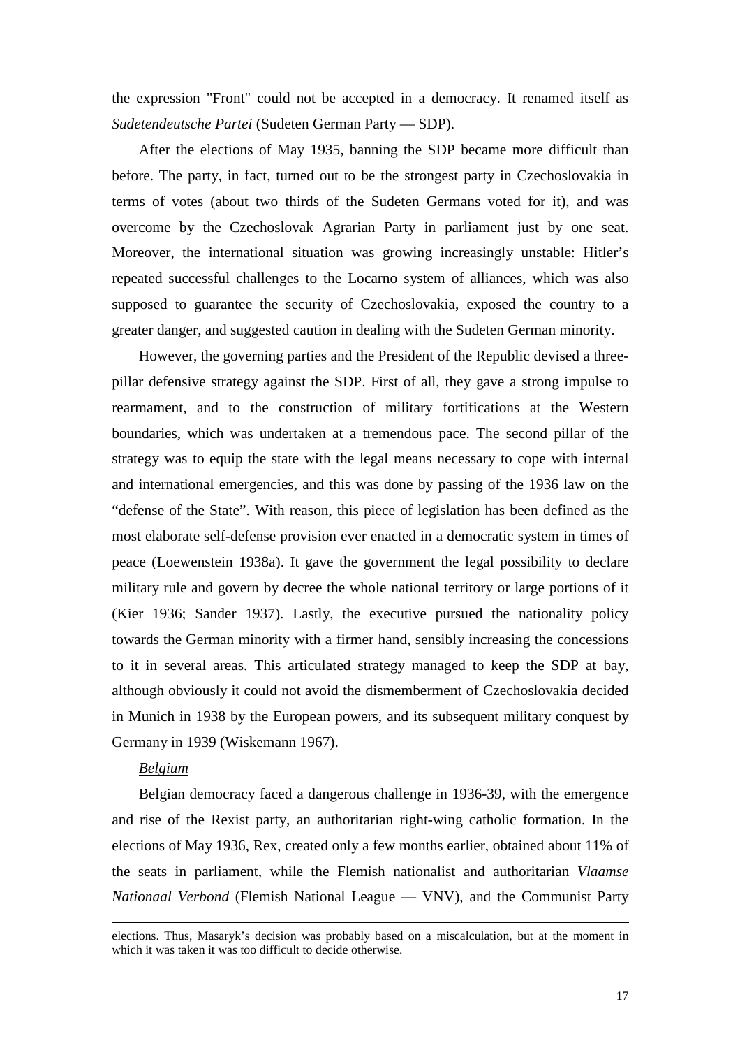the expression "Front" could not be accepted in a democracy. It renamed itself as *Sudetendeutsche Partei* (Sudeten German Party — SDP).

After the elections of May 1935, banning the SDP became more difficult than before. The party, in fact, turned out to be the strongest party in Czechoslovakia in terms of votes (about two thirds of the Sudeten Germans voted for it), and was overcome by the Czechoslovak Agrarian Party in parliament just by one seat. Moreover, the international situation was growing increasingly unstable: Hitler's repeated successful challenges to the Locarno system of alliances, which was also supposed to guarantee the security of Czechoslovakia, exposed the country to a greater danger, and suggested caution in dealing with the Sudeten German minority.

However, the governing parties and the President of the Republic devised a three-pillar defensive strategy against the SDP. First of all, they gave a strong impulse to rearmament, and to the construction of military fortifications at the Western boundaries, which was undertaken at a tremendous pace. The second pillar of the strategy was to equip the state with the legal means necessary to cope with internal and international emergencies, and this was done by passing of the 1936 law on the "defense of the State". With reason, this piece of legislation has been defined as the most elaborate self-defense provision ever enacted in a democratic system in times of peace (Loewenstein 1938a). It gave the government the legal possibility to declare military rule and govern by decree the whole national territory or large portions of it (Kier 1936; Sander 1937). Lastly, the executive pursued the nationality policy towards the German minority with a firmer hand, sensibly increasing the concessions to it in several areas. This articulated strategy managed to keep the SDP at bay, although obviously it could not avoid the dismemberment of Czechoslovakia decided in Munich in 1938 by the European powers, and its subsequent military conquest by Germany in 1939 (Wiskemann 1967).

*Belgium*

Belgian democracy faced a dangerous challenge in 1936-39, with the emergence and rise of the Rexist party, an authoritarian right-wing catholic formation. In the elections of May 1936, Rex, created only a few months earlier, obtained about 11% of the seats in parliament, while the Flemish nationalist and authoritarian *Vlaamse Nationaal Verbond* (Flemish National League — VNV), and the Communist Party

---

elections. Thus, Masaryk's decision was probably based on a miscalculation, but at the moment in which it was taken it was too difficult to decide otherwise.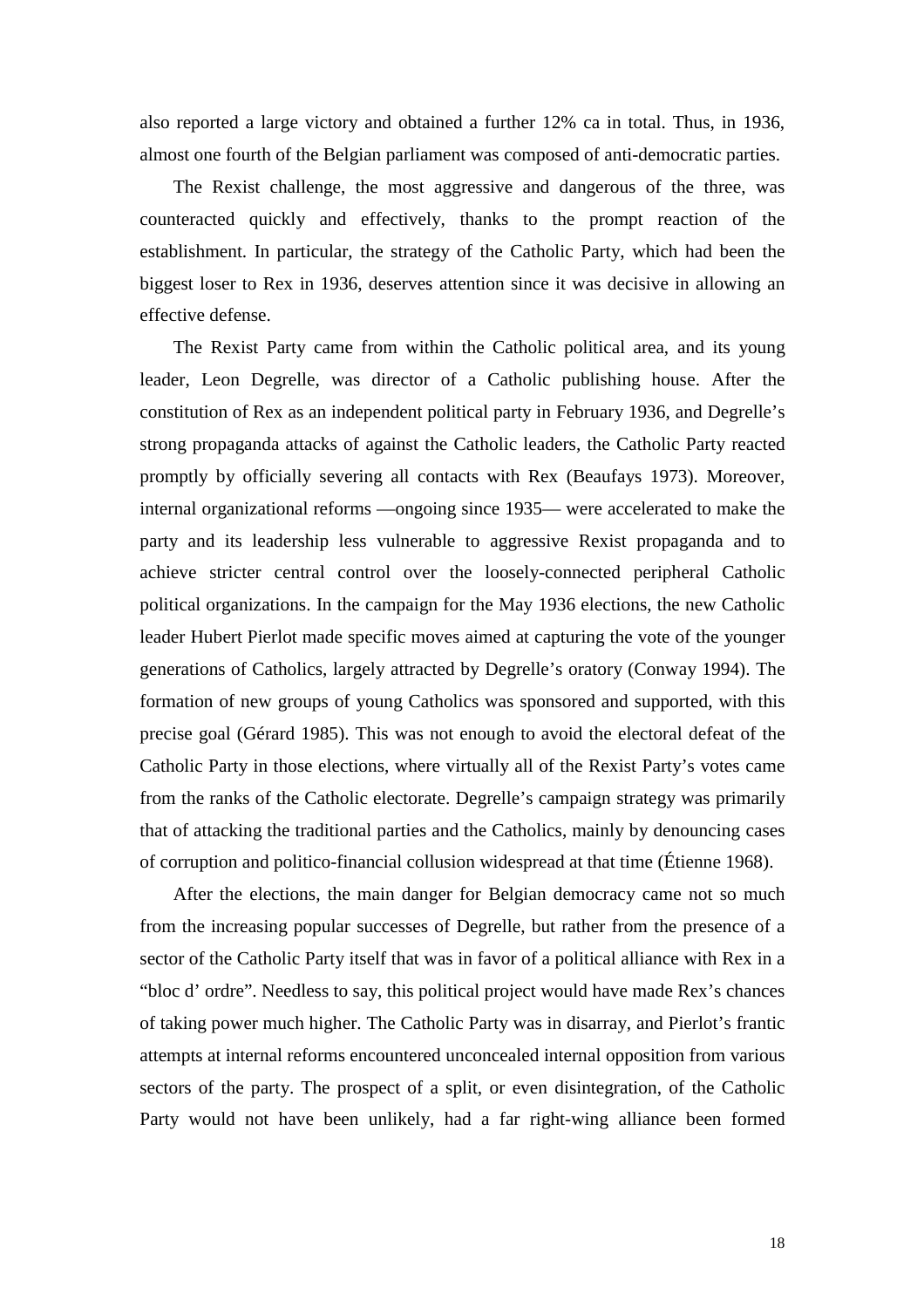also reported a large victory and obtained a further 12% ca in total. Thus, in 1936, almost one fourth of the Belgian parliament was composed of anti-democratic parties.

The Rexist challenge, the most aggressive and dangerous of the three, was counteracted quickly and effectively, thanks to the prompt reaction of the establishment. In particular, the strategy of the Catholic Party, which had been the biggest loser to Rex in 1936, deserves attention since it was decisive in allowing an effective defense.

The Rexist Party came from within the Catholic political area, and its young leader, Leon Degrelle, was director of a Catholic publishing house. After the constitution of Rex as an independent political party in February 1936, and Degrelle's strong propaganda attacks of against the Catholic leaders, the Catholic Party reacted promptly by officially severing all contacts with Rex (Beaufays 1973). Moreover, internal organizational reforms —ongoing since 1935— were accelerated to make the party and its leadership less vulnerable to aggressive Rexist propaganda and to achieve stricter central control over the loosely-connected peripheral Catholic political organizations. In the campaign for the May 1936 elections, the new Catholic leader Hubert Pierlot made specific moves aimed at capturing the vote of the younger generations of Catholics, largely attracted by Degrelle's oratory (Conway 1994). The formation of new groups of young Catholics was sponsored and supported, with this precise goal (Gérard 1985). This was not enough to avoid the electoral defeat of the Catholic Party in those elections, where virtually all of the Rexist Party's votes came from the ranks of the Catholic electorate. Degrelle's campaign strategy was primarily that of attacking the traditional parties and the Catholics, mainly by denouncing cases of corruption and politico-financial collusion widespread at that time (Étienne 1968).

After the elections, the main danger for Belgian democracy came not so much from the increasing popular successes of Degrelle, but rather from the presence of a sector of the Catholic Party itself that was in favor of a political alliance with Rex in a "bloc d' ordre". Needless to say, this political project would have made Rex's chances of taking power much higher. The Catholic Party was in disarray, and Pierlot's frantic attempts at internal reforms encountered unconcealed internal opposition from various sectors of the party. The prospect of a split, or even disintegration, of the Catholic Party would not have been unlikely, had a far right-wing alliance been formed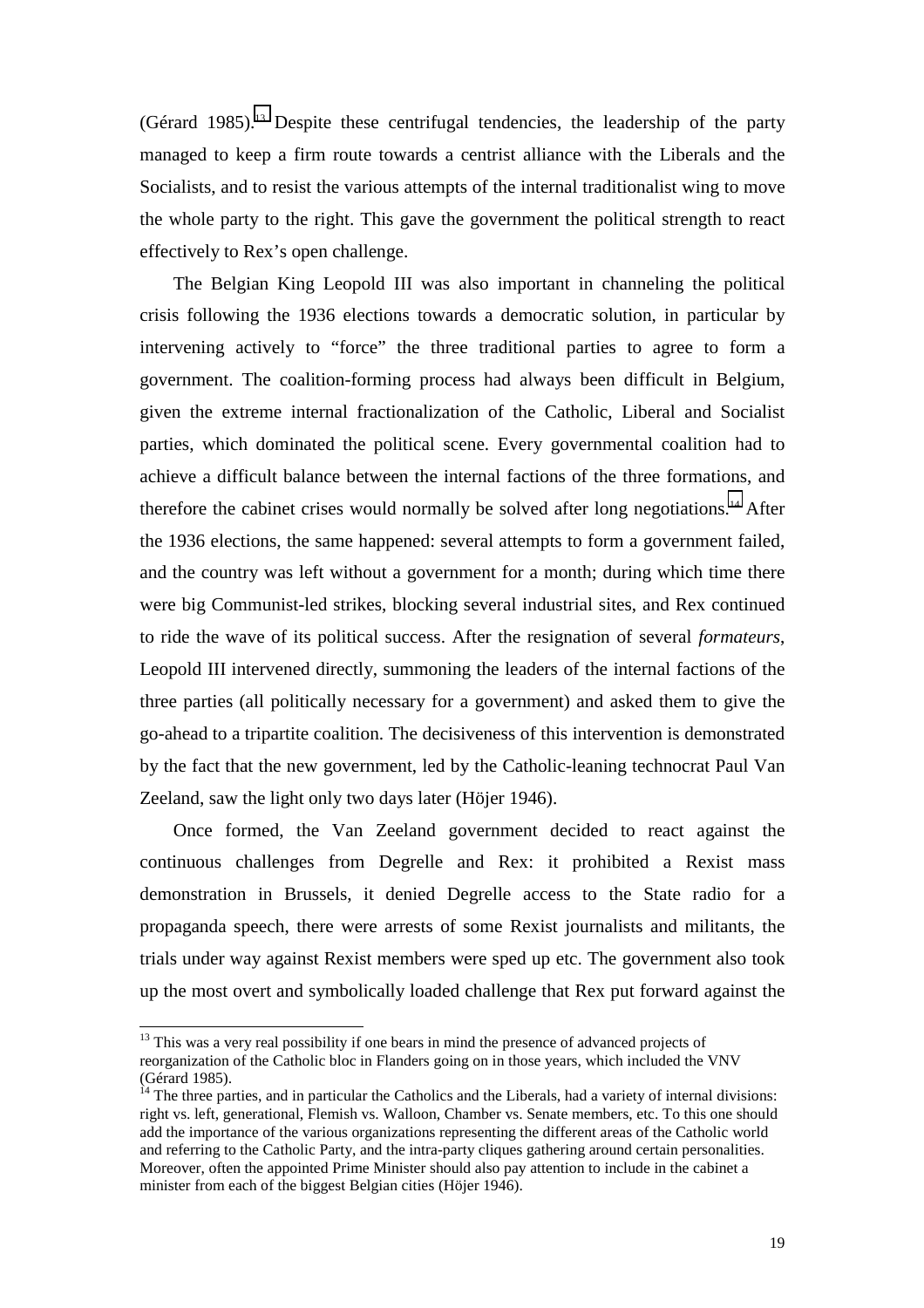(Gérard 1985).[13] Despite these centrifugal tendencies, the leadership of the party managed to keep a firm route towards a centrist alliance with the Liberals and the Socialists, and to resist the various attempts of the internal traditionalist wing to move the whole party to the right. This gave the government the political strength to react effectively to Rex's open challenge.

The Belgian King Leopold III was also important in channeling the political crisis following the 1936 elections towards a democratic solution, in particular by intervening actively to "force" the three traditional parties to agree to form a government. The coalition-forming process had always been difficult in Belgium, given the extreme internal fractionalization of the Catholic, Liberal and Socialist parties, which dominated the political scene. Every governmental coalition had to achieve a difficult balance between the internal factions of the three formations, and therefore the cabinet crises would normally be solved after long negotiations.[14] After the 1936 elections, the same happened: several attempts to form a government failed, and the country was left without a government for a month; during which time there were big Communist-led strikes, blocking several industrial sites, and Rex continued to ride the wave of its political success. After the resignation of several *formateurs*, Leopold III intervened directly, summoning the leaders of the internal factions of the three parties (all politically necessary for a government) and asked them to give the go-ahead to a tripartite coalition. The decisiveness of this intervention is demonstrated by the fact that the new government, led by the Catholic-leaning technocrat Paul Van Zeeland, saw the light only two days later (Höjer 1946).

Once formed, the Van Zeeland government decided to react against the continuous challenges from Degrelle and Rex: it prohibited a Rexist mass demonstration in Brussels, it denied Degrelle access to the State radio for a propaganda speech, there were arrests of some Rexist journalists and militants, the trials under way against Rexist members were sped up etc. The government also took up the most overt and symbolically loaded challenge that Rex put forward against the

---

[13] This was a very real possibility if one bears in mind the presence of advanced projects of reorganization of the Catholic bloc in Flanders going on in those years, which included the VNV (Gérard 1985).

[14] The three parties, and in particular the Catholics and the Liberals, had a variety of internal divisions: right vs. left, generational, Flemish vs. Walloon, Chamber vs. Senate members, etc. To this one should add the importance of the various organizations representing the different areas of the Catholic world and referring to the Catholic Party, and the intra-party cliques gathering around certain personalities. Moreover, often the appointed Prime Minister should also pay attention to include in the cabinet a minister from each of the biggest Belgian cities (Höjer 1946).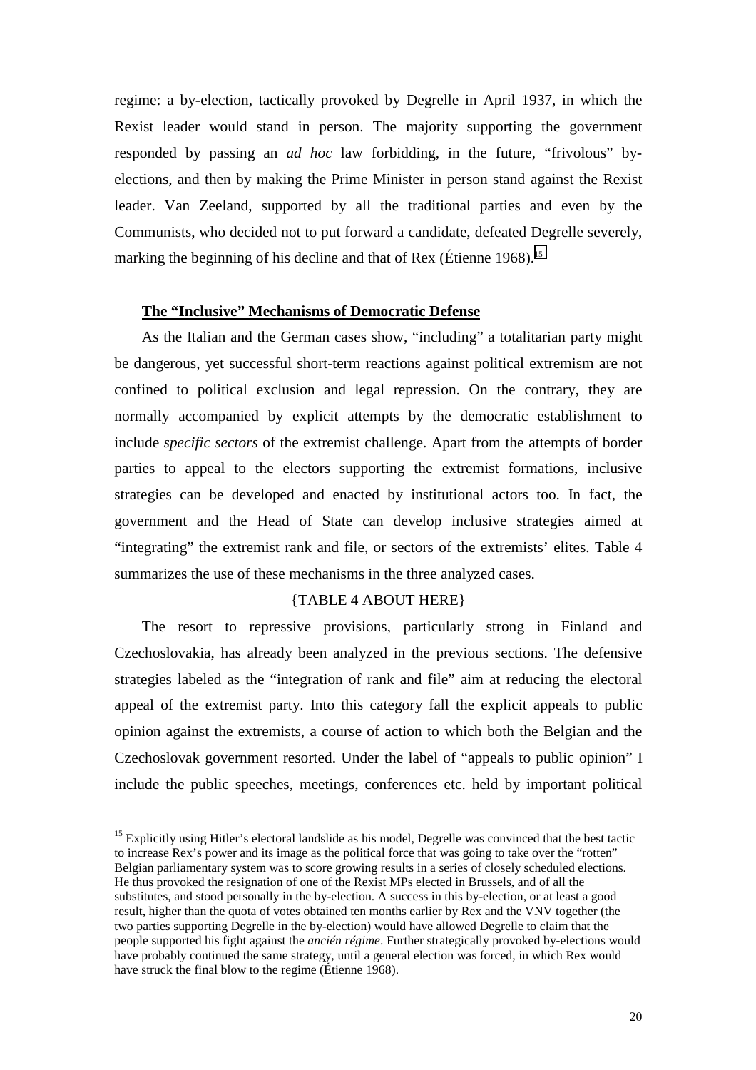regime: a by-election, tactically provoked by Degrelle in April 1937, in which the Rexist leader would stand in person. The majority supporting the government responded by passing an *ad hoc* law forbidding, in the future, "frivolous" by-elections, and then by making the Prime Minister in person stand against the Rexist leader. Van Zeeland, supported by all the traditional parties and even by the Communists, who decided not to put forward a candidate, defeated Degrelle severely, marking the beginning of his decline and that of Rex (Étienne 1968).[15]

## The "Inclusive" Mechanisms of Democratic Defense

As the Italian and the German cases show, "including" a totalitarian party might be dangerous, yet successful short-term reactions against political extremism are not confined to political exclusion and legal repression. On the contrary, they are normally accompanied by explicit attempts by the democratic establishment to include *specific sectors* of the extremist challenge. Apart from the attempts of border parties to appeal to the electors supporting the extremist formations, inclusive strategies can be developed and enacted by institutional actors too. In fact, the government and the Head of State can develop inclusive strategies aimed at "integrating" the extremist rank and file, or sectors of the extremists' elites. Table 4 summarizes the use of these mechanisms in the three analyzed cases.

{TABLE 4 ABOUT HERE}

The resort to repressive provisions, particularly strong in Finland and Czechoslovakia, has already been analyzed in the previous sections. The defensive strategies labeled as the "integration of rank and file" aim at reducing the electoral appeal of the extremist party. Into this category fall the explicit appeals to public opinion against the extremists, a course of action to which both the Belgian and the Czechoslovak government resorted. Under the label of "appeals to public opinion" I include the public speeches, meetings, conferences etc. held by important political

[15] Explicitly using Hitler's electoral landslide as his model, Degrelle was convinced that the best tactic to increase Rex's power and its image as the political force that was going to take over the "rotten" Belgian parliamentary system was to score growing results in a series of closely scheduled elections. He thus provoked the resignation of one of the Rexist MPs elected in Brussels, and of all the substitutes, and stood personally in the by-election. A success in this by-election, or at least a good result, higher than the quota of votes obtained ten months earlier by Rex and the VNV together (the two parties supporting Degrelle in the by-election) would have allowed Degrelle to claim that the people supported his fight against the *ancién régime*. Further strategically provoked by-elections would have probably continued the same strategy, until a general election was forced, in which Rex would have struck the final blow to the regime (Étienne 1968).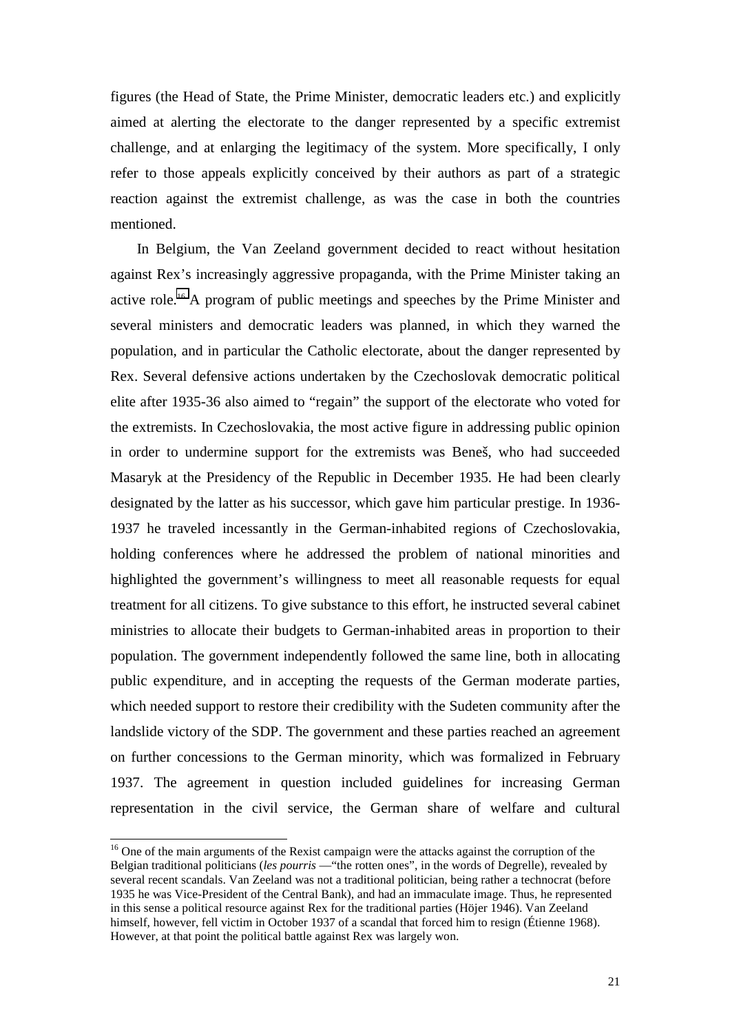figures (the Head of State, the Prime Minister, democratic leaders etc.) and explicitly aimed at alerting the electorate to the danger represented by a specific extremist challenge, and at enlarging the legitimacy of the system. More specifically, I only refer to those appeals explicitly conceived by their authors as part of a strategic reaction against the extremist challenge, as was the case in both the countries mentioned.

In Belgium, the Van Zeeland government decided to react without hesitation against Rex's increasingly aggressive propaganda, with the Prime Minister taking an active role.[16] A program of public meetings and speeches by the Prime Minister and several ministers and democratic leaders was planned, in which they warned the population, and in particular the Catholic electorate, about the danger represented by Rex. Several defensive actions undertaken by the Czechoslovak democratic political elite after 1935-36 also aimed to "regain" the support of the electorate who voted for the extremists. In Czechoslovakia, the most active figure in addressing public opinion in order to undermine support for the extremists was Beneš, who had succeeded Masaryk at the Presidency of the Republic in December 1935. He had been clearly designated by the latter as his successor, which gave him particular prestige. In 1936-1937 he traveled incessantly in the German-inhabited regions of Czechoslovakia, holding conferences where he addressed the problem of national minorities and highlighted the government's willingness to meet all reasonable requests for equal treatment for all citizens. To give substance to this effort, he instructed several cabinet ministries to allocate their budgets to German-inhabited areas in proportion to their population. The government independently followed the same line, both in allocating public expenditure, and in accepting the requests of the German moderate parties, which needed support to restore their credibility with the Sudeten community after the landslide victory of the SDP. The government and these parties reached an agreement on further concessions to the German minority, which was formalized in February 1937. The agreement in question included guidelines for increasing German representation in the civil service, the German share of welfare and cultural

[16] One of the main arguments of the Rexist campaign were the attacks against the corruption of the Belgian traditional politicians (*les pourris* —"the rotten ones", in the words of Degrelle), revealed by several recent scandals. Van Zeeland was not a traditional politician, being rather a technocrat (before 1935 he was Vice-President of the Central Bank), and had an immaculate image. Thus, he represented in this sense a political resource against Rex for the traditional parties (Höjer 1946). Van Zeeland himself, however, fell victim in October 1937 of a scandal that forced him to resign (Étienne 1968). However, at that point the political battle against Rex was largely won.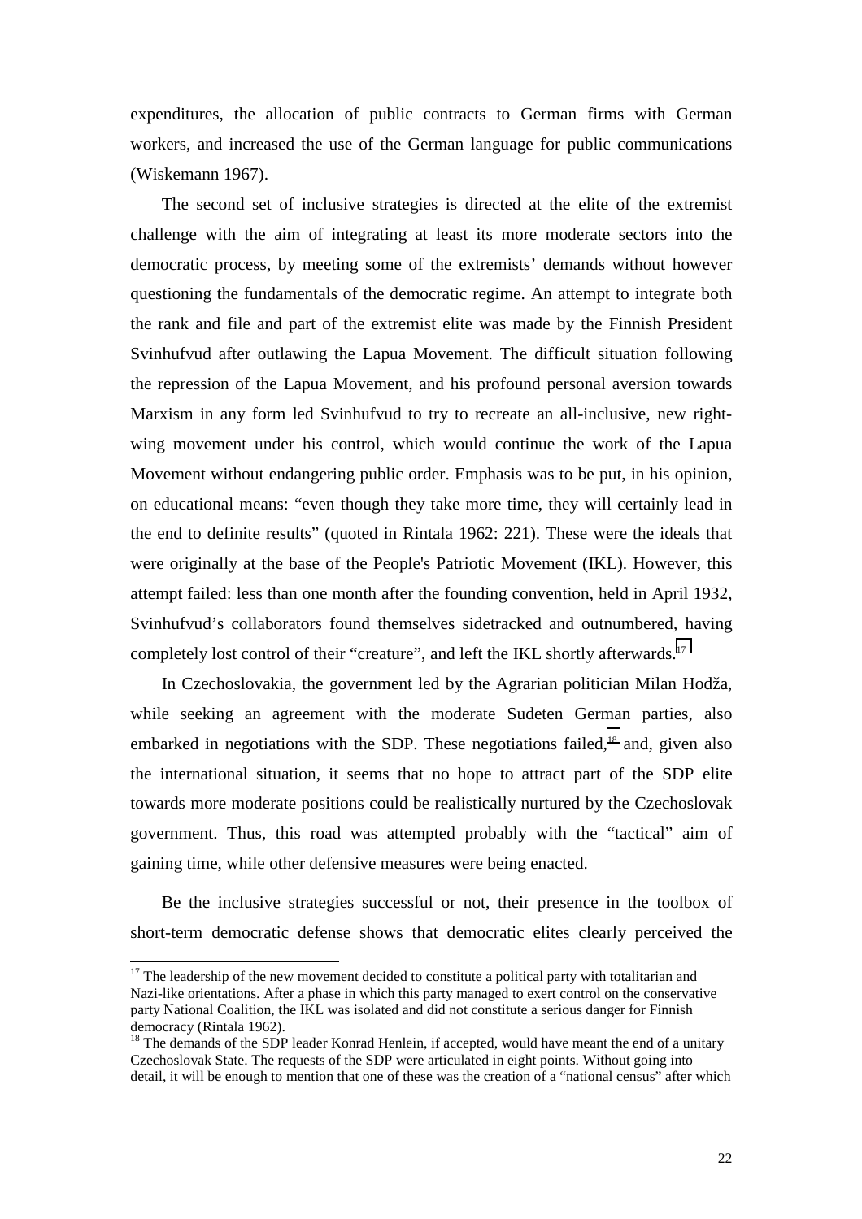expenditures, the allocation of public contracts to German firms with German workers, and increased the use of the German language for public communications (Wiskemann 1967).

The second set of inclusive strategies is directed at the elite of the extremist challenge with the aim of integrating at least its more moderate sectors into the democratic process, by meeting some of the extremists' demands without however questioning the fundamentals of the democratic regime. An attempt to integrate both the rank and file and part of the extremist elite was made by the Finnish President Svinhufvud after outlawing the Lapua Movement. The difficult situation following the repression of the Lapua Movement, and his profound personal aversion towards Marxism in any form led Svinhufvud to try to recreate an all-inclusive, new right-wing movement under his control, which would continue the work of the Lapua Movement without endangering public order. Emphasis was to be put, in his opinion, on educational means: "even though they take more time, they will certainly lead in the end to definite results" (quoted in Rintala 1962: 221). These were the ideals that were originally at the base of the People's Patriotic Movement (IKL). However, this attempt failed: less than one month after the founding convention, held in April 1932, Svinhufvud's collaborators found themselves sidetracked and outnumbered, having completely lost control of their "creature", and left the IKL shortly afterwards.[17]

In Czechoslovakia, the government led by the Agrarian politician Milan Hodža, while seeking an agreement with the moderate Sudeten German parties, also embarked in negotiations with the SDP. These negotiations failed,[18] and, given also the international situation, it seems that no hope to attract part of the SDP elite towards more moderate positions could be realistically nurtured by the Czechoslovak government. Thus, this road was attempted probably with the "tactical" aim of gaining time, while other defensive measures were being enacted.

Be the inclusive strategies successful or not, their presence in the toolbox of short-term democratic defense shows that democratic elites clearly perceived the

---

[17] The leadership of the new movement decided to constitute a political party with totalitarian and Nazi-like orientations. After a phase in which this party managed to exert control on the conservative party National Coalition, the IKL was isolated and did not constitute a serious danger for Finnish democracy (Rintala 1962).

[18] The demands of the SDP leader Konrad Henlein, if accepted, would have meant the end of a unitary Czechoslovak State. The requests of the SDP were articulated in eight points. Without going into detail, it will be enough to mention that one of these was the creation of a "national census" after which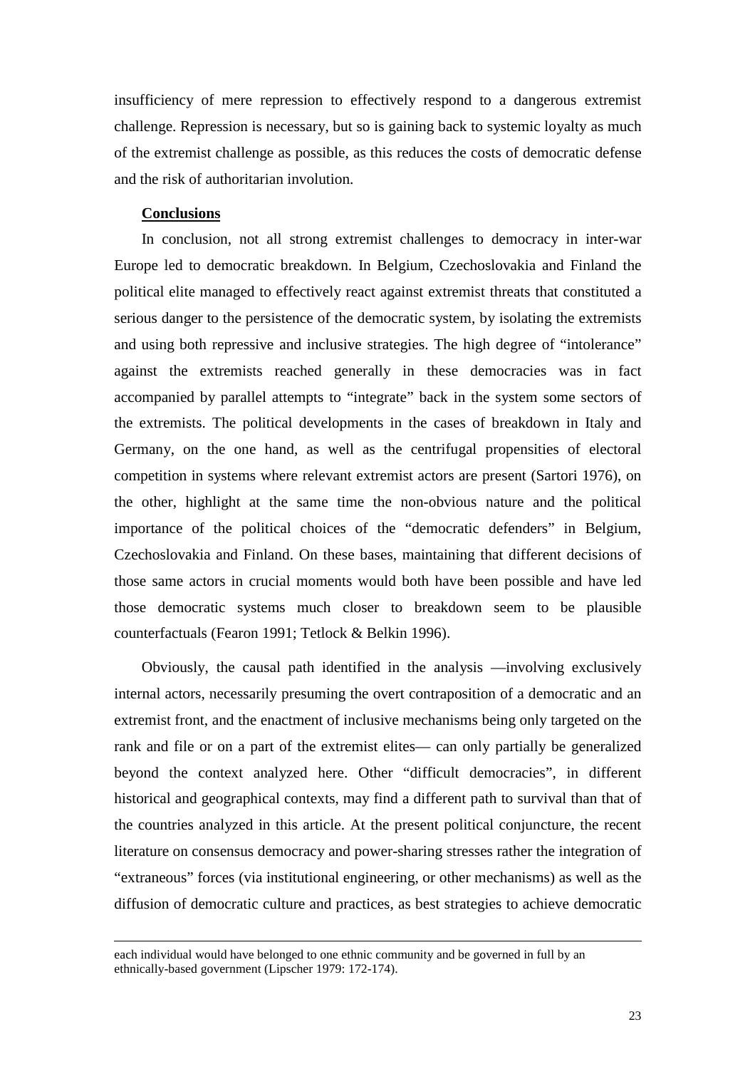insufficiency of mere repression to effectively respond to a dangerous extremist challenge. Repression is necessary, but so is gaining back to systemic loyalty as much of the extremist challenge as possible, as this reduces the costs of democratic defense and the risk of authoritarian involution.

## Conclusions

In conclusion, not all strong extremist challenges to democracy in inter-war Europe led to democratic breakdown. In Belgium, Czechoslovakia and Finland the political elite managed to effectively react against extremist threats that constituted a serious danger to the persistence of the democratic system, by isolating the extremists and using both repressive and inclusive strategies. The high degree of "intolerance" against the extremists reached generally in these democracies was in fact accompanied by parallel attempts to "integrate" back in the system some sectors of the extremists. The political developments in the cases of breakdown in Italy and Germany, on the one hand, as well as the centrifugal propensities of electoral competition in systems where relevant extremist actors are present (Sartori 1976), on the other, highlight at the same time the non-obvious nature and the political importance of the political choices of the "democratic defenders" in Belgium, Czechoslovakia and Finland. On these bases, maintaining that different decisions of those same actors in crucial moments would both have been possible and have led those democratic systems much closer to breakdown seem to be plausible counterfactuals (Fearon 1991; Tetlock & Belkin 1996).

Obviously, the causal path identified in the analysis —involving exclusively internal actors, necessarily presuming the overt contraposition of a democratic and an extremist front, and the enactment of inclusive mechanisms being only targeted on the rank and file or on a part of the extremist elites— can only partially be generalized beyond the context analyzed here. Other "difficult democracies", in different historical and geographical contexts, may find a different path to survival than that of the countries analyzed in this article. At the present political conjuncture, the recent literature on consensus democracy and power-sharing stresses rather the integration of "extraneous" forces (via institutional engineering, or other mechanisms) as well as the diffusion of democratic culture and practices, as best strategies to achieve democratic

---

each individual would have belonged to one ethnic community and be governed in full by an ethnically-based government (Lipscher 1979: 172-174).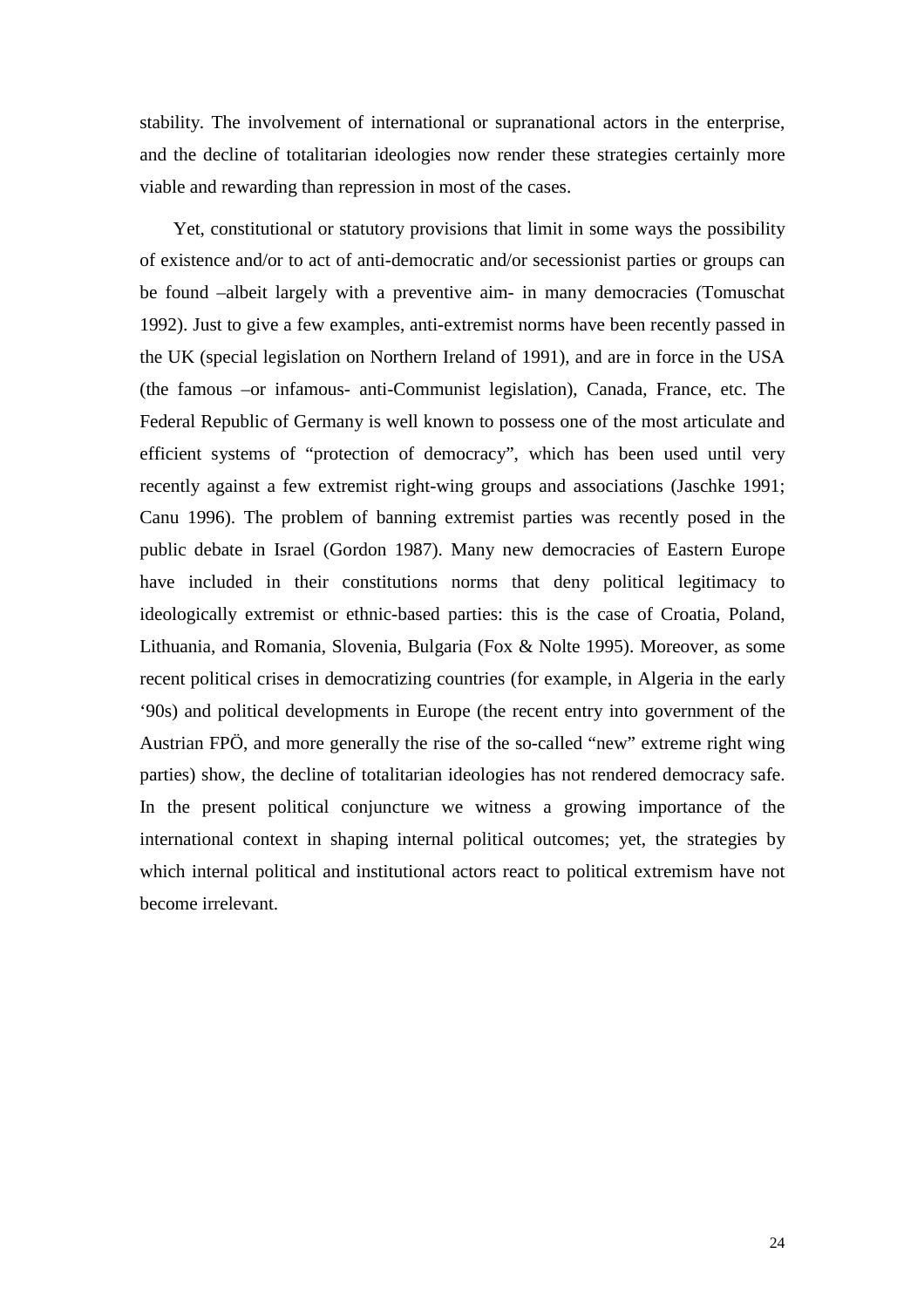stability. The involvement of international or supranational actors in the enterprise, and the decline of totalitarian ideologies now render these strategies certainly more viable and rewarding than repression in most of the cases.

Yet, constitutional or statutory provisions that limit in some ways the possibility of existence and/or to act of anti-democratic and/or secessionist parties or groups can be found –albeit largely with a preventive aim- in many democracies (Tomuschat 1992). Just to give a few examples, anti-extremist norms have been recently passed in the UK (special legislation on Northern Ireland of 1991), and are in force in the USA (the famous –or infamous- anti-Communist legislation), Canada, France, etc. The Federal Republic of Germany is well known to possess one of the most articulate and efficient systems of "protection of democracy", which has been used until very recently against a few extremist right-wing groups and associations (Jaschke 1991; Canu 1996). The problem of banning extremist parties was recently posed in the public debate in Israel (Gordon 1987). Many new democracies of Eastern Europe have included in their constitutions norms that deny political legitimacy to ideologically extremist or ethnic-based parties: this is the case of Croatia, Poland, Lithuania, and Romania, Slovenia, Bulgaria (Fox & Nolte 1995). Moreover, as some recent political crises in democratizing countries (for example, in Algeria in the early '90s) and political developments in Europe (the recent entry into government of the Austrian FPÖ, and more generally the rise of the so-called "new" extreme right wing parties) show, the decline of totalitarian ideologies has not rendered democracy safe. In the present political conjuncture we witness a growing importance of the international context in shaping internal political outcomes; yet, the strategies by which internal political and institutional actors react to political extremism have not become irrelevant.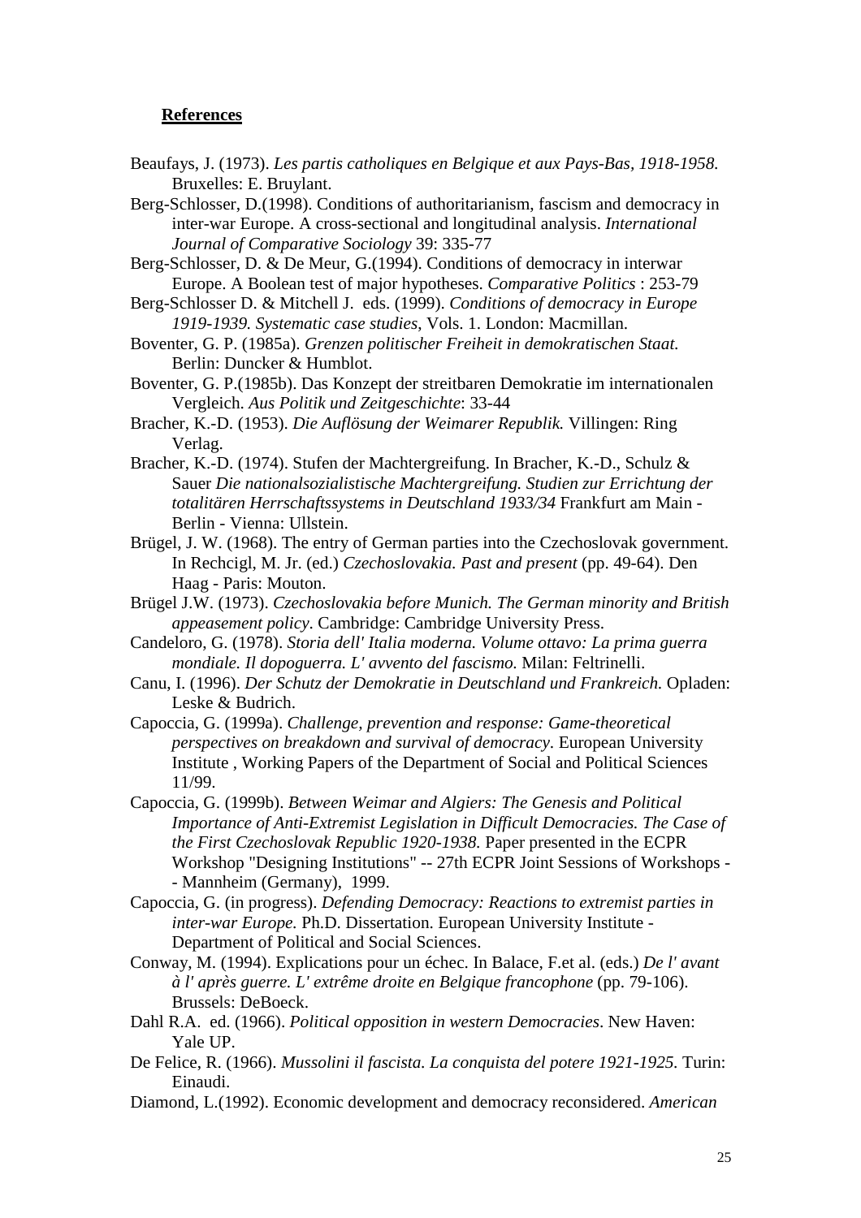**References**

Beaufays, J. (1973). *Les partis catholiques en Belgique et aux Pays-Bas, 1918-1958.* Bruxelles: E. Bruylant.

Berg-Schlosser, D.(1998). Conditions of authoritarianism, fascism and democracy in inter-war Europe. A cross-sectional and longitudinal analysis. *International Journal of Comparative Sociology* 39: 335-77

Berg-Schlosser, D. & De Meur, G.(1994). Conditions of democracy in interwar Europe. A Boolean test of major hypotheses. *Comparative Politics* : 253-79

Berg-Schlosser D. & Mitchell J. eds. (1999). *Conditions of democracy in Europe 1919-1939. Systematic case studies*, Vols. 1. London: Macmillan.

Boventer, G. P. (1985a). *Grenzen politischer Freiheit in demokratischen Staat.* Berlin: Duncker & Humblot.

Boventer, G. P.(1985b). Das Konzept der streitbaren Demokratie im internationalen Vergleich. *Aus Politik und Zeitgeschichte*: 33-44

Bracher, K.-D. (1953). *Die Auflösung der Weimarer Republik.* Villingen: Ring Verlag.

Bracher, K.-D. (1974). Stufen der Machtergreifung. In Bracher, K.-D., Schulz & Sauer *Die nationalsozialistische Machtergreifung. Studien zur Errichtung der totalitären Herrschaftssystems in Deutschland 1933/34* Frankfurt am Main - Berlin - Vienna: Ullstein.

Brügel, J. W. (1968). The entry of German parties into the Czechoslovak government. In Rechcigl, M. Jr. (ed.) *Czechoslovakia. Past and present* (pp. 49-64). Den Haag - Paris: Mouton.

Brügel J.W. (1973). *Czechoslovakia before Munich. The German minority and British appeasement policy*. Cambridge: Cambridge University Press.

Candeloro, G. (1978). *Storia dell' Italia moderna. Volume ottavo: La prima guerra mondiale. Il dopoguerra. L' avvento del fascismo.* Milan: Feltrinelli.

Canu, I. (1996). *Der Schutz der Demokratie in Deutschland und Frankreich.* Opladen: Leske & Budrich.

Capoccia, G. (1999a). *Challenge, prevention and response: Game-theoretical perspectives on breakdown and survival of democracy*. European University Institute , Working Papers of the Department of Social and Political Sciences 11/99.

Capoccia, G. (1999b). *Between Weimar and Algiers: The Genesis and Political Importance of Anti-Extremist Legislation in Difficult Democracies. The Case of the First Czechoslovak Republic 1920-1938.* Paper presented in the ECPR Workshop "Designing Institutions" -- 27th ECPR Joint Sessions of Workshops -- Mannheim (Germany), 1999.

Capoccia, G. (in progress). *Defending Democracy: Reactions to extremist parties in inter-war Europe.* Ph.D. Dissertation. European University Institute - Department of Political and Social Sciences.

Conway, M. (1994). Explications pour un échec. In Balace, F.et al. (eds.) *De l' avant à l' après guerre. L' extrême droite en Belgique francophone* (pp. 79-106). Brussels: DeBoeck.

Dahl R.A. ed. (1966). *Political opposition in western Democracies*. New Haven: Yale UP.

De Felice, R. (1966). *Mussolini il fascista. La conquista del potere 1921-1925.* Turin: Einaudi.

Diamond, L.(1992). Economic development and democracy reconsidered. *American*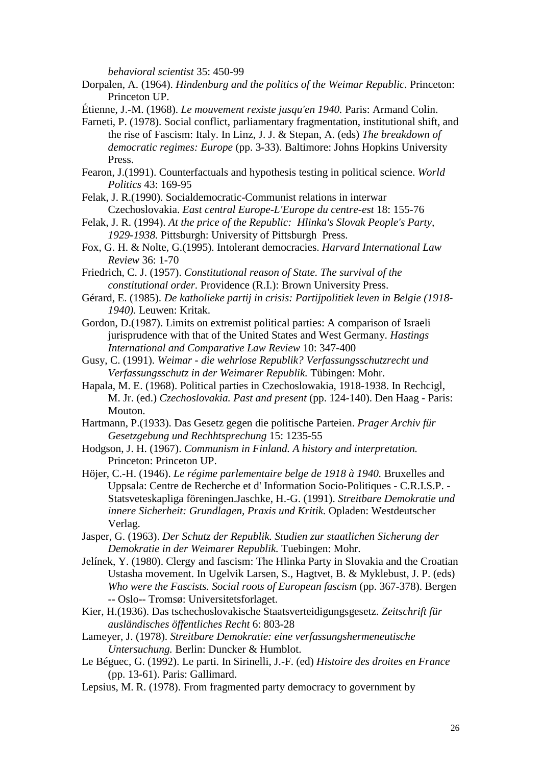*behavioral scientist* 35: 450-99

Dorpalen, A. (1964). *Hindenburg and the politics of the Weimar Republic.* Princeton: Princeton UP.

Étienne, J.-M. (1968). *Le mouvement rexiste jusqu'en 1940.* Paris: Armand Colin.

Farneti, P. (1978). Social conflict, parliamentary fragmentation, institutional shift, and the rise of Fascism: Italy. In Linz, J. J. & Stepan, A. (eds) *The breakdown of democratic regimes: Europe* (pp. 3-33). Baltimore: Johns Hopkins University Press.

Fearon, J.(1991). Counterfactuals and hypothesis testing in political science. *World Politics* 43: 169-95

Felak, J. R.(1990). Socialdemocratic-Communist relations in interwar Czechoslovakia. *East central Europe-L'Europe du centre-est* 18: 155-76

Felak, J. R. (1994). *At the price of the Republic: Hlinka's Slovak People's Party, 1929-1938.* Pittsburgh: University of Pittsburgh Press.

Fox, G. H. & Nolte, G.(1995). Intolerant democracies. *Harvard International Law Review* 36: 1-70

Friedrich, C. J. (1957). *Constitutional reason of State. The survival of the constitutional order.* Providence (R.I.): Brown University Press.

Gérard, E. (1985). *De katholieke partij in crisis: Partijpolitiek leven in Belgie (1918-1940).* Leuwen: Kritak.

Gordon, D.(1987). Limits on extremist political parties: A comparison of Israeli jurisprudence with that of the United States and West Germany. *Hastings International and Comparative Law Review* 10: 347-400

Gusy, C. (1991). *Weimar - die wehrlose Republik? Verfassungsschutzrecht und Verfassungsschutz in der Weimarer Republik.* Tübingen: Mohr.

Hapala, M. E. (1968). Political parties in Czechoslowakia, 1918-1938. In Rechcigl, M. Jr. (ed.) *Czechoslovakia. Past and present* (pp. 124-140). Den Haag - Paris: Mouton.

Hartmann, P.(1933). Das Gesetz gegen die politische Parteien. *Prager Archiv für Gesetzgebung und Rechhtsprechung* 15: 1235-55

Hodgson, J. H. (1967). *Communism in Finland. A history and interpretation.* Princeton: Princeton UP.

Höjer, C.-H. (1946). *Le régime parlementaire belge de 1918 à 1940.* Bruxelles and Uppsala: Centre de Recherche et d' Information Socio-Politiques - C.R.I.S.P. - Statsveteskapliga föreningen.Jaschke, H.-G. (1991). *Streitbare Demokratie und innere Sicherheit: Grundlagen, Praxis und Kritik.* Opladen: Westdeutscher Verlag.

Jasper, G. (1963). *Der Schutz der Republik. Studien zur staatlichen Sicherung der Demokratie in der Weimarer Republik.* Tuebingen: Mohr.

Jelínek, Y. (1980). Clergy and fascism: The Hlinka Party in Slovakia and the Croatian Ustasha movement. In Ugelvik Larsen, S., Hagtvet, B. & Myklebust, J. P. (eds) *Who were the Fascists. Social roots of European fascism* (pp. 367-378). Bergen -- Oslo-- Tromsø: Universitetsforlaget.

Kier, H.(1936). Das tschechoslovakische Staatsverteidigungsgesetz. *Zeitschrift für ausländisches öffentliches Recht* 6: 803-28

Lameyer, J. (1978). *Streitbare Demokratie: eine verfassungshermeneutische Untersuchung.* Berlin: Duncker & Humblot.

Le Béguec, G. (1992). Le parti. In Sirinelli, J.-F. (ed) *Histoire des droites en France* (pp. 13-61). Paris: Gallimard.

Lepsius, M. R. (1978). From fragmented party democracy to government by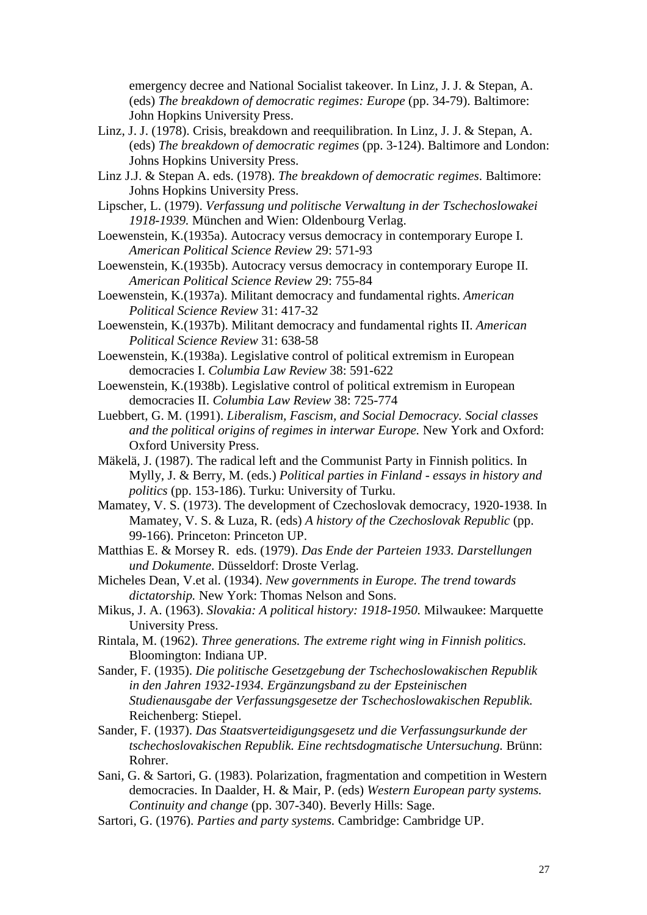emergency decree and National Socialist takeover. In Linz, J. J. & Stepan, A. (eds) *The breakdown of democratic regimes: Europe* (pp. 34-79). Baltimore: John Hopkins University Press.

Linz, J. J. (1978). Crisis, breakdown and reequilibration. In Linz, J. J. & Stepan, A. (eds) *The breakdown of democratic regimes* (pp. 3-124). Baltimore and London: Johns Hopkins University Press.

Linz J.J. & Stepan A. eds. (1978). *The breakdown of democratic regimes*. Baltimore: Johns Hopkins University Press.

Lipscher, L. (1979). *Verfassung und politische Verwaltung in der Tschechoslowakei 1918-1939.* München and Wien: Oldenbourg Verlag.

Loewenstein, K.(1935a). Autocracy versus democracy in contemporary Europe I. *American Political Science Review* 29: 571-93

Loewenstein, K.(1935b). Autocracy versus democracy in contemporary Europe II. *American Political Science Review* 29: 755-84

Loewenstein, K.(1937a). Militant democracy and fundamental rights. *American Political Science Review* 31: 417-32

Loewenstein, K.(1937b). Militant democracy and fundamental rights II. *American Political Science Review* 31: 638-58

Loewenstein, K.(1938a). Legislative control of political extremism in European democracies I. *Columbia Law Review* 38: 591-622

Loewenstein, K.(1938b). Legislative control of political extremism in European democracies II. *Columbia Law Review* 38: 725-774

Luebbert, G. M. (1991). *Liberalism, Fascism, and Social Democracy. Social classes and the political origins of regimes in interwar Europe.* New York and Oxford: Oxford University Press.

Mäkelä, J. (1987). The radical left and the Communist Party in Finnish politics. In Mylly, J. & Berry, M. (eds.) *Political parties in Finland - essays in history and politics* (pp. 153-186). Turku: University of Turku.

Mamatey, V. S. (1973). The development of Czechoslovak democracy, 1920-1938. In Mamatey, V. S. & Luza, R. (eds) *A history of the Czechoslovak Republic* (pp. 99-166). Princeton: Princeton UP.

Matthias E. & Morsey R. eds. (1979). *Das Ende der Parteien 1933. Darstellungen und Dokumente.* Düsseldorf: Droste Verlag.

Micheles Dean, V.et al. (1934). *New governments in Europe. The trend towards dictatorship.* New York: Thomas Nelson and Sons.

Mikus, J. A. (1963). *Slovakia: A political history: 1918-1950.* Milwaukee: Marquette University Press.

Rintala, M. (1962). *Three generations. The extreme right wing in Finnish politics.* Bloomington: Indiana UP.

Sander, F. (1935). *Die politische Gesetzgebung der Tschechoslowakischen Republik in den Jahren 1932-1934. Ergänzungsband zu der Epsteinischen Studienausgabe der Verfassungsgesetze der Tschechoslowakischen Republik.* Reichenberg: Stiepel.

Sander, F. (1937). *Das Staatsverteidigungsgesetz und die Verfassungsurkunde der tschechoslovakischen Republik. Eine rechtsdogmatische Untersuchung.* Brünn: Rohrer.

Sani, G. & Sartori, G. (1983). Polarization, fragmentation and competition in Western democracies. In Daalder, H. & Mair, P. (eds) *Western European party systems. Continuity and change* (pp. 307-340). Beverly Hills: Sage.

Sartori, G. (1976). *Parties and party systems.* Cambridge: Cambridge UP.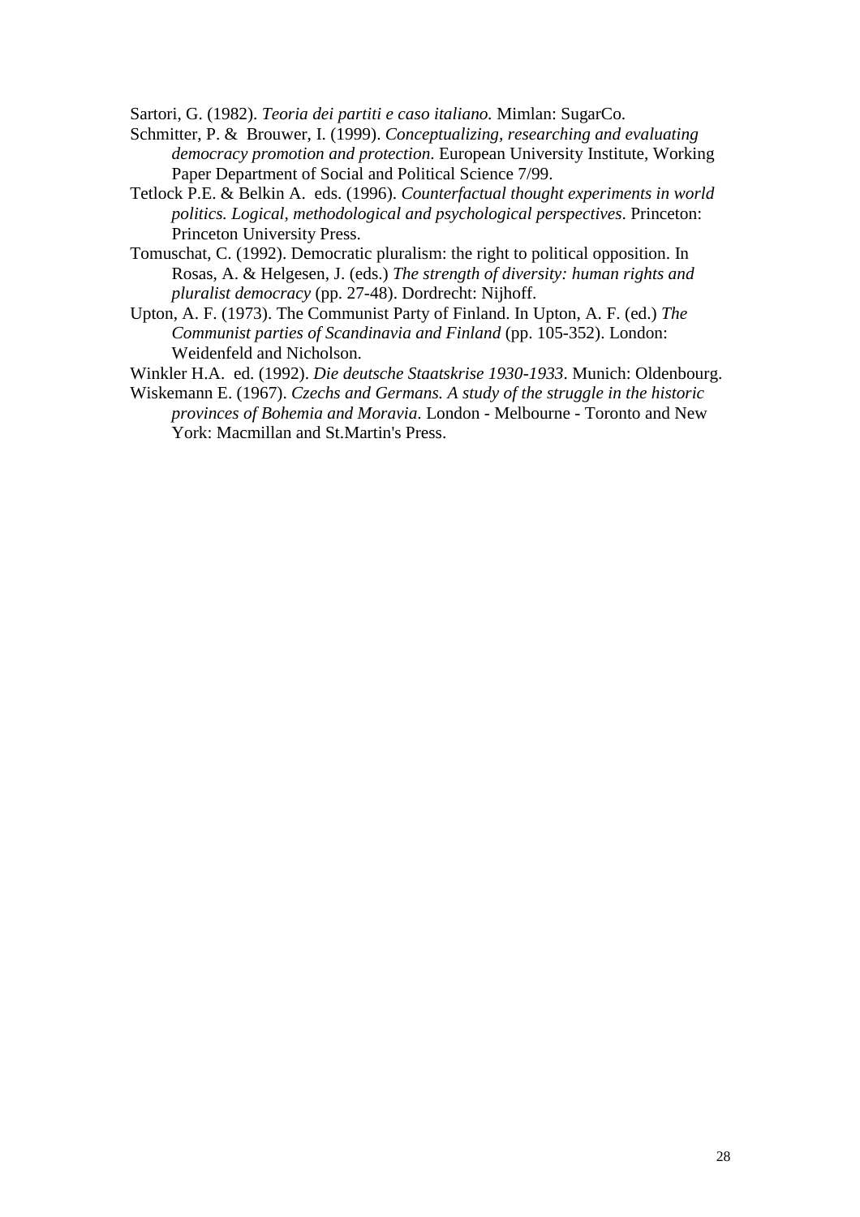Sartori, G. (1982). *Teoria dei partiti e caso italiano.* Mimlan: SugarCo.

Schmitter, P. & Brouwer, I. (1999). *Conceptualizing, researching and evaluating democracy promotion and protection*. European University Institute, Working Paper Department of Social and Political Science 7/99.

Tetlock P.E. & Belkin A. eds. (1996). *Counterfactual thought experiments in world politics. Logical, methodological and psychological perspectives*. Princeton: Princeton University Press.

Tomuschat, C. (1992). Democratic pluralism: the right to political opposition. In Rosas, A. & Helgesen, J. (eds.) *The strength of diversity: human rights and pluralist democracy* (pp. 27-48). Dordrecht: Nijhoff.

Upton, A. F. (1973). The Communist Party of Finland. In Upton, A. F. (ed.) *The Communist parties of Scandinavia and Finland* (pp. 105-352). London: Weidenfeld and Nicholson.

Winkler H.A. ed. (1992). *Die deutsche Staatskrise 1930-1933*. Munich: Oldenbourg.

Wiskemann E. (1967). *Czechs and Germans. A study of the struggle in the historic provinces of Bohemia and Moravia*. London - Melbourne - Toronto and New York: Macmillan and St.Martin's Press.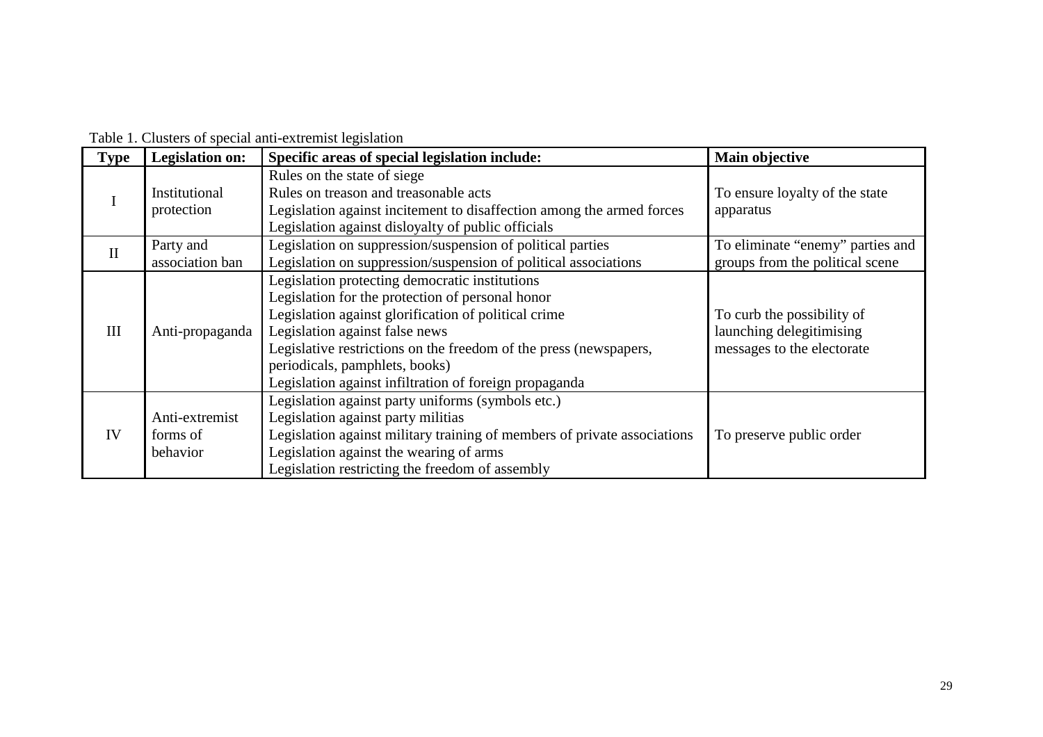Table 1. Clusters of special anti-extremist legislation

| Type | Legislation on: | Specific areas of special legislation include: | Main objective |
| --- | --- | --- | --- |
| I | Institutional protection | Rules on the state of siege<br>Rules on treason and treasonable acts<br>Legislation against incitement to disaffection among the armed forces<br>Legislation against disloyalty of public officials | To ensure loyalty of the state apparatus |
| II | Party and association ban | Legislation on suppression/suspension of political parties<br>Legislation on suppression/suspension of political associations | To eliminate "enemy" parties and groups from the political scene |
| III | Anti-propaganda | Legislation protecting democratic institutions<br>Legislation for the protection of personal honor<br>Legislation against glorification of political crime<br>Legislation against false news<br>Legislative restrictions on the freedom of the press (newspapers, periodicals, pamphlets, books)<br>Legislation against infiltration of foreign propaganda | To curb the possibility of launching delegitimising messages to the electorate |
| IV | Anti-extremist forms of behavior | Legislation against party uniforms (symbols etc.)<br>Legislation against party militias<br>Legislation against military training of members of private associations<br>Legislation against the wearing of arms<br>Legislation restricting the freedom of assembly | To preserve public order |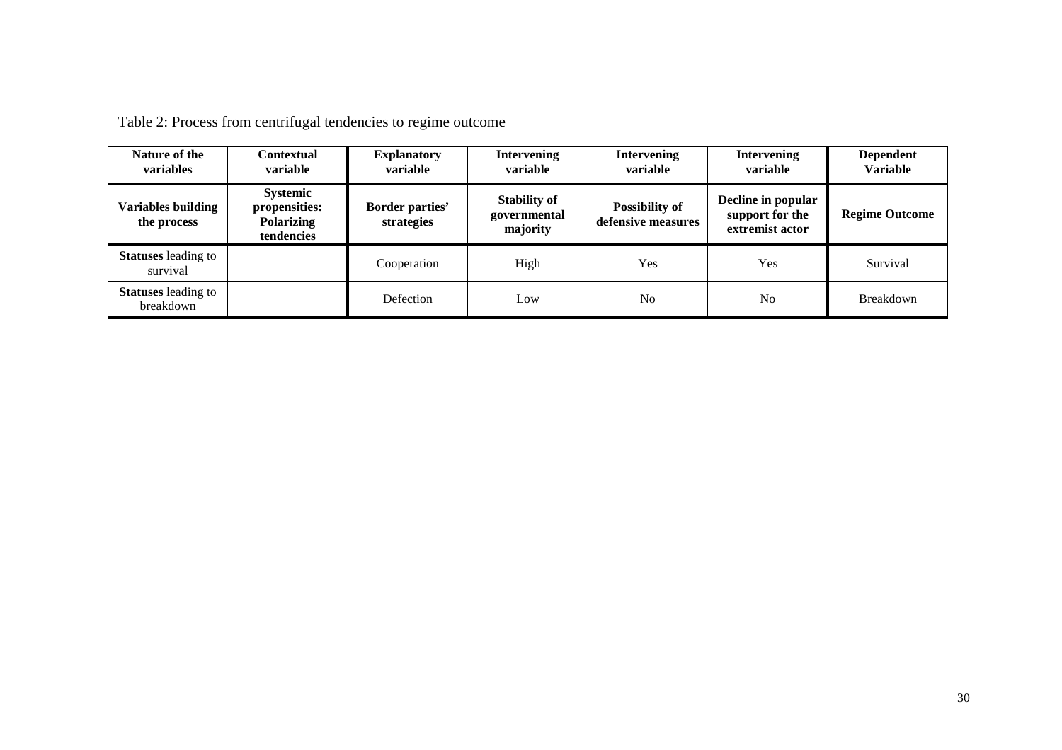Table 2: Process from centrifugal tendencies to regime outcome

| **Nature of the variables** | **Contextual variable** | **Explanatory variable** | **Intervening variable** | **Intervening variable** | **Intervening variable** | **Dependent Variable** |
|---|---|---|---|---|---|---|
| **Variables building the process** | **Systemic propensities: Polarizing tendencies** | **Border parties' strategies** | **Stability of governmental majority** | **Possibility of defensive measures** | **Decline in popular support for the extremist actor** | **Regime Outcome** |
| **Statuses** leading to survival | | Cooperation | High | Yes | Yes | Survival |
| **Statuses** leading to breakdown | | Defection | Low | No | No | Breakdown |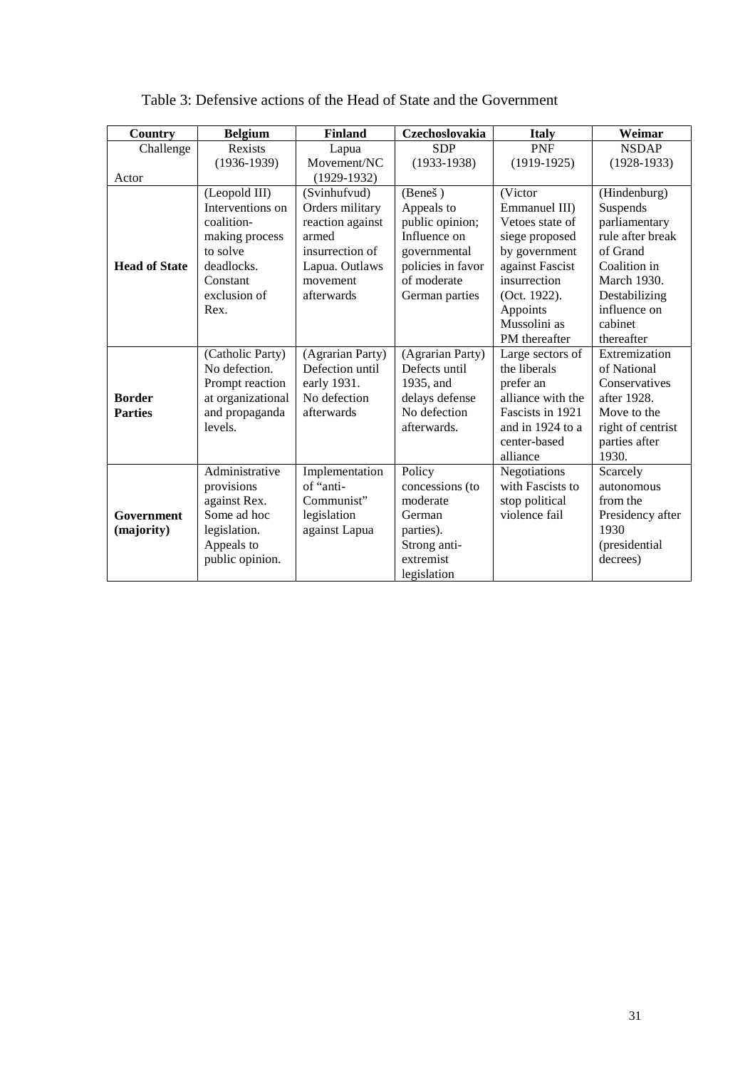Table 3: Defensive actions of the Head of State and the Government

| Country | Belgium | Finland | Czechoslovakia | Italy | Weimar |
|---|---|---|---|---|---|
| Challenge / Actor | Rexists (1936-1939) | Lapua Movement/NC (1929-1932) | SDP (1933-1938) | PNF (1919-1925) | NSDAP (1928-1933) |
| **Head of State** | (Leopold III) Interventions on coalition-making process to solve deadlocks. Constant exclusion of Rex. | (Svinhufvud) Orders military reaction against armed insurrection of Lapua. Outlaws movement afterwards | (Beneš ) Appeals to public opinion; Influence on governmental policies in favor of moderate German parties | (Victor Emmanuel III) Vetoes state of siege proposed by government against Fascist insurrection (Oct. 1922). Appoints Mussolini as PM thereafter | (Hindenburg) Suspends parliamentary rule after break of Grand Coalition in March 1930. Destabilizing influence on cabinet thereafter |
| **Border Parties** | (Catholic Party) No defection. Prompt reaction at organizational and propaganda levels. | (Agrarian Party) Defection until early 1931. No defection afterwards | (Agrarian Party) Defects until 1935, and delays defense No defection afterwards. | Large sectors of the liberals prefer an alliance with the Fascists in 1921 and in 1924 to a center-based alliance | Extremization of National Conservatives after 1928. Move to the right of centrist parties after 1930. |
| **Government (majority)** | Administrative provisions against Rex. Some ad hoc legislation. Appeals to public opinion. | Implementation of "anti-Communist" legislation against Lapua | Policy concessions (to moderate German parties). Strong anti-extremist legislation | Negotiations with Fascists to stop political violence fail | Scarcely autonomous from the Presidency after 1930 (presidential decrees) |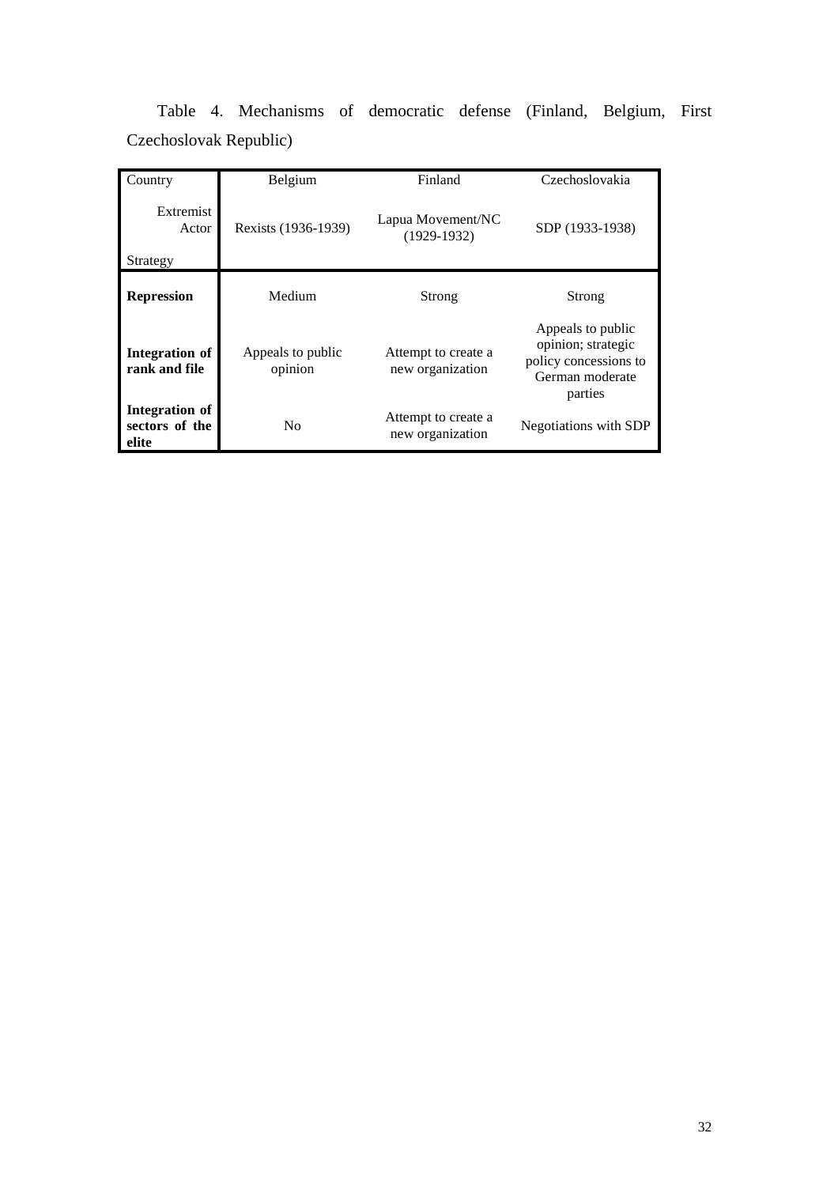Table 4. Mechanisms of democratic defense (Finland, Belgium, First Czechoslovak Republic)

| Country / Extremist Actor / Strategy | Belgium | Finland | Czechoslovakia |
|---|---|---|---|
| Extremist Actor | Rexists (1936-1939) | Lapua Movement/NC (1929-1932) | SDP (1933-1938) |
| **Repression** | Medium | Strong | Strong |
| **Integration of rank and file** | Appeals to public opinion | Attempt to create a new organization | Appeals to public opinion; strategic policy concessions to German moderate parties |
| **Integration of sectors of the elite** | No | Attempt to create a new organization | Negotiations with SDP |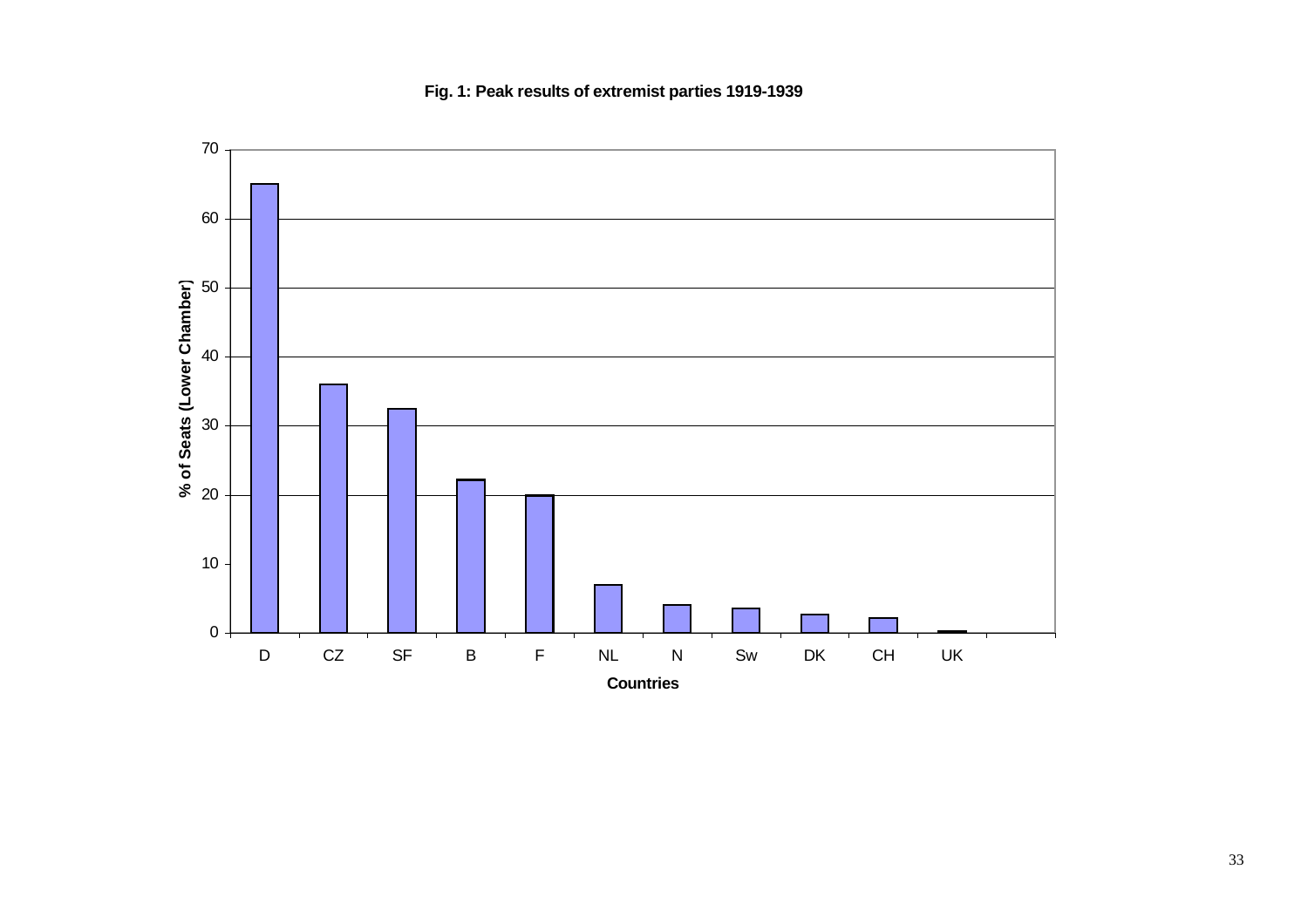**Fig. 1: Peak results of extremist parties 1919-1939**

| Countries | % of Seats (Lower Chamber) |
|---|---|
| D | 65 |
| CZ | 36 |
| SF | 32.5 |
| B | 22.2 |
| F | 20 |
| NL | 7 |
| N | 4 |
| Sw | 3.5 |
| DK | 2.7 |
| CH | 2.2 |
| UK | 0.3 |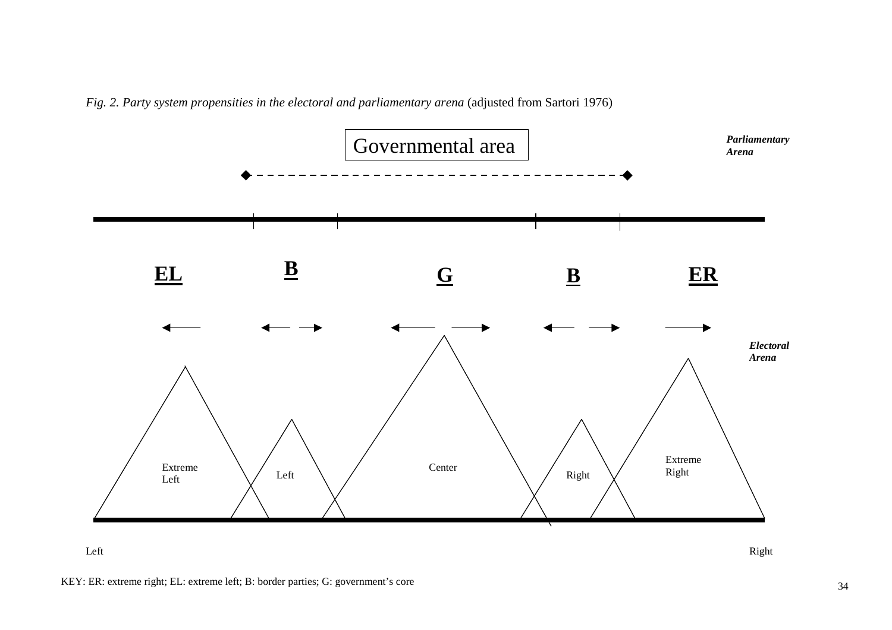*Fig. 2. Party system propensities in the electoral and parliamentary arena* (adjusted from Sartori 1976)

Governmental area

***Parliamentary Arena***

**EL**

**B**

**G**

**B**

**ER**

***Electoral Arena***

Extreme Left

Left

Center

Right

Extreme Right

Left

Right

KEY: ER: extreme right; EL: extreme left; B: border parties; G: government's core